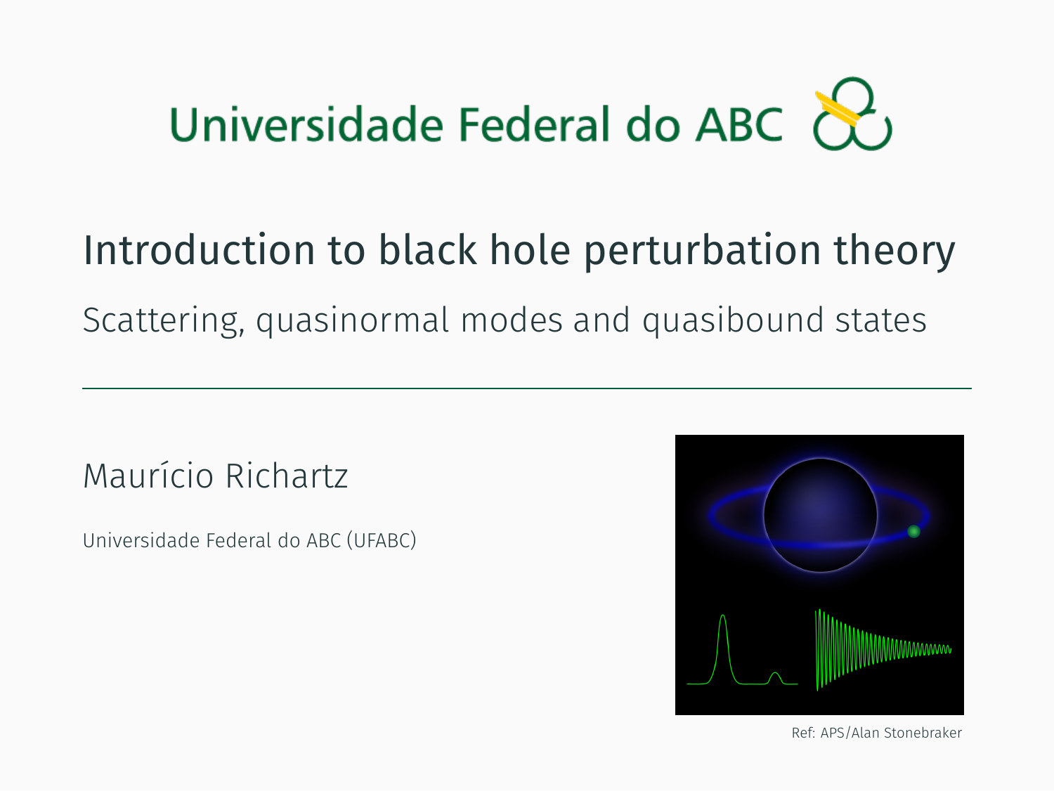Universidade Federal do ABC

# Introduction to black hole perturbation theory

## Scattering, quasinormal modes and quasibound states

Maurício Richartz

Universidade Federal do ABC (UFABC)

Ref: APS/Alan Stonebraker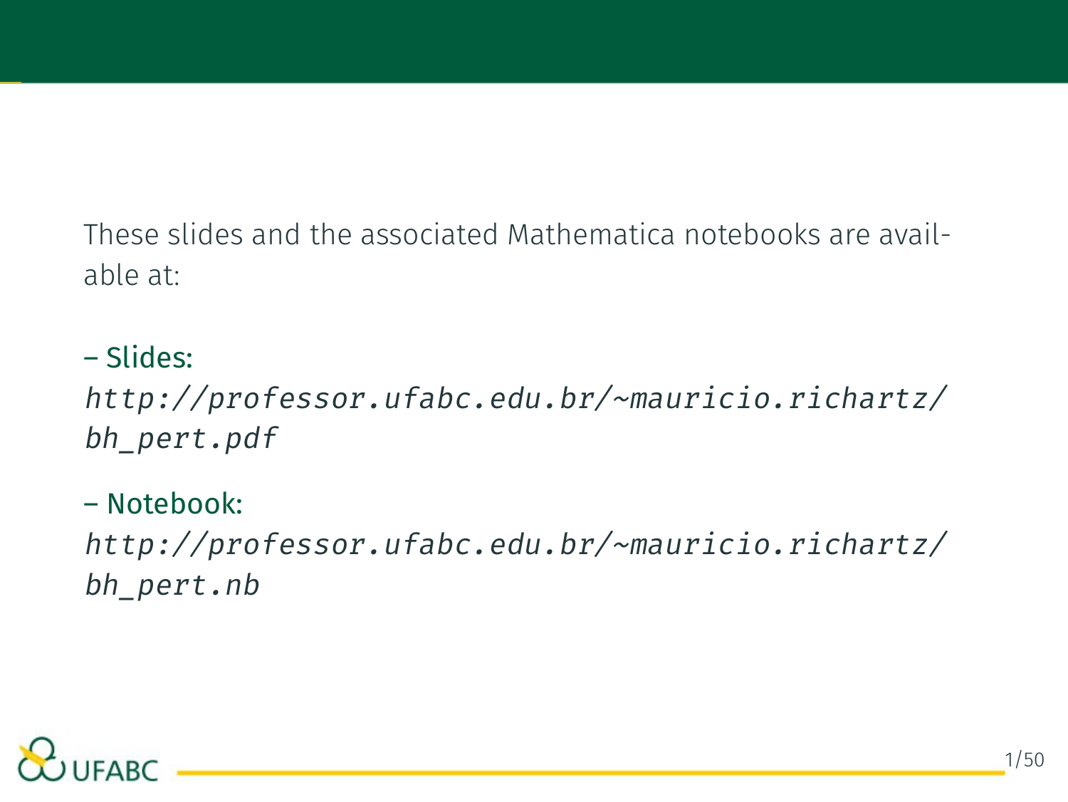These slides and the associated Mathematica notebooks are available at:

- Slides:
  *http://professor.ufabc.edu.br/~mauricio.richartz/bh_pert.pdf*

- Notebook:
  *http://professor.ufabc.edu.br/~mauricio.richartz/bh_pert.nb*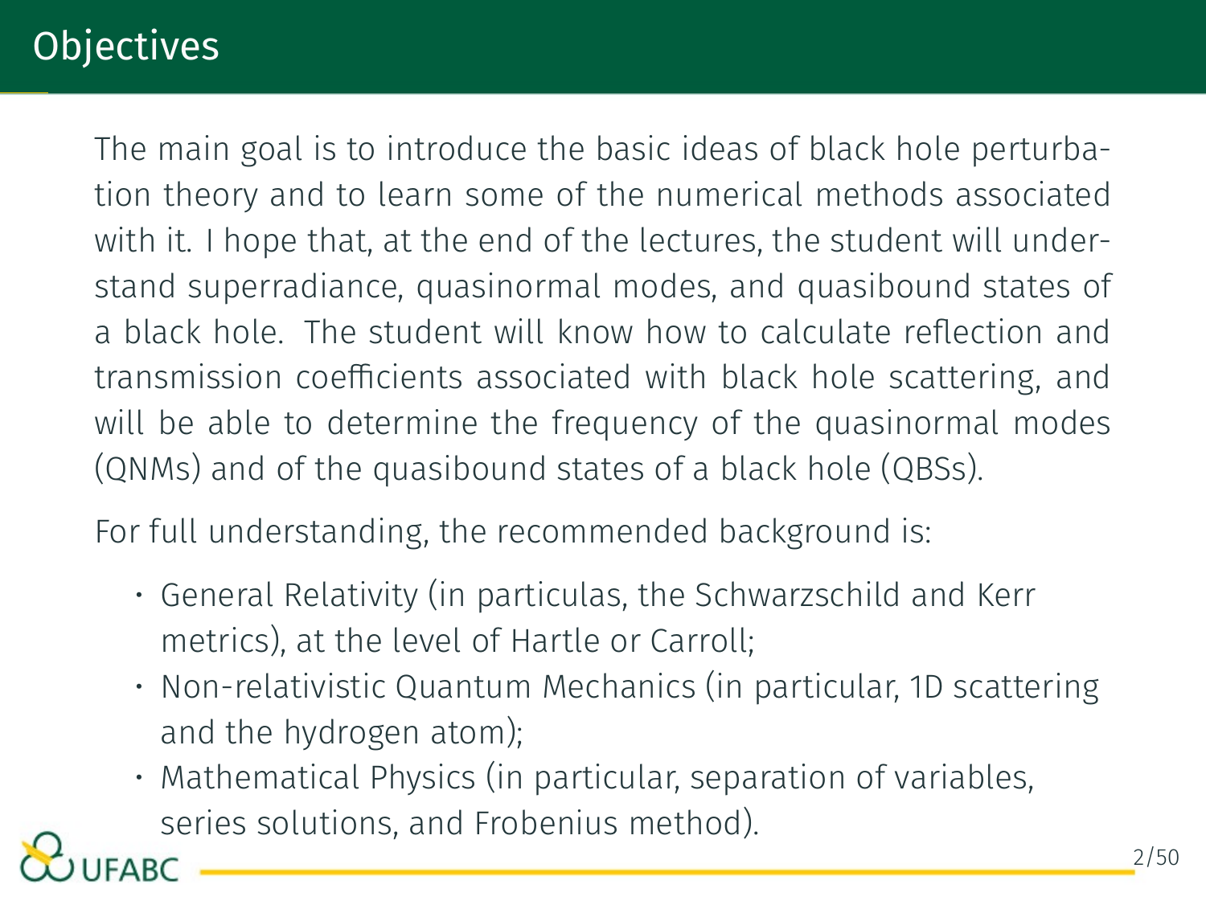# Objectives

The main goal is to introduce the basic ideas of black hole perturbation theory and to learn some of the numerical methods associated with it. I hope that, at the end of the lectures, the student will understand superradiance, quasinormal modes, and quasibound states of a black hole. The student will know how to calculate reflection and transmission coefficients associated with black hole scattering, and will be able to determine the frequency of the quasinormal modes (QNMs) and of the quasibound states of a black hole (QBSs).

For full understanding, the recommended background is:

- General Relativity (in particulas, the Schwarzschild and Kerr metrics), at the level of Hartle or Carroll;
- Non-relativistic Quantum Mechanics (in particular, 1D scattering and the hydrogen atom);
- Mathematical Physics (in particular, separation of variables, series solutions, and Frobenius method).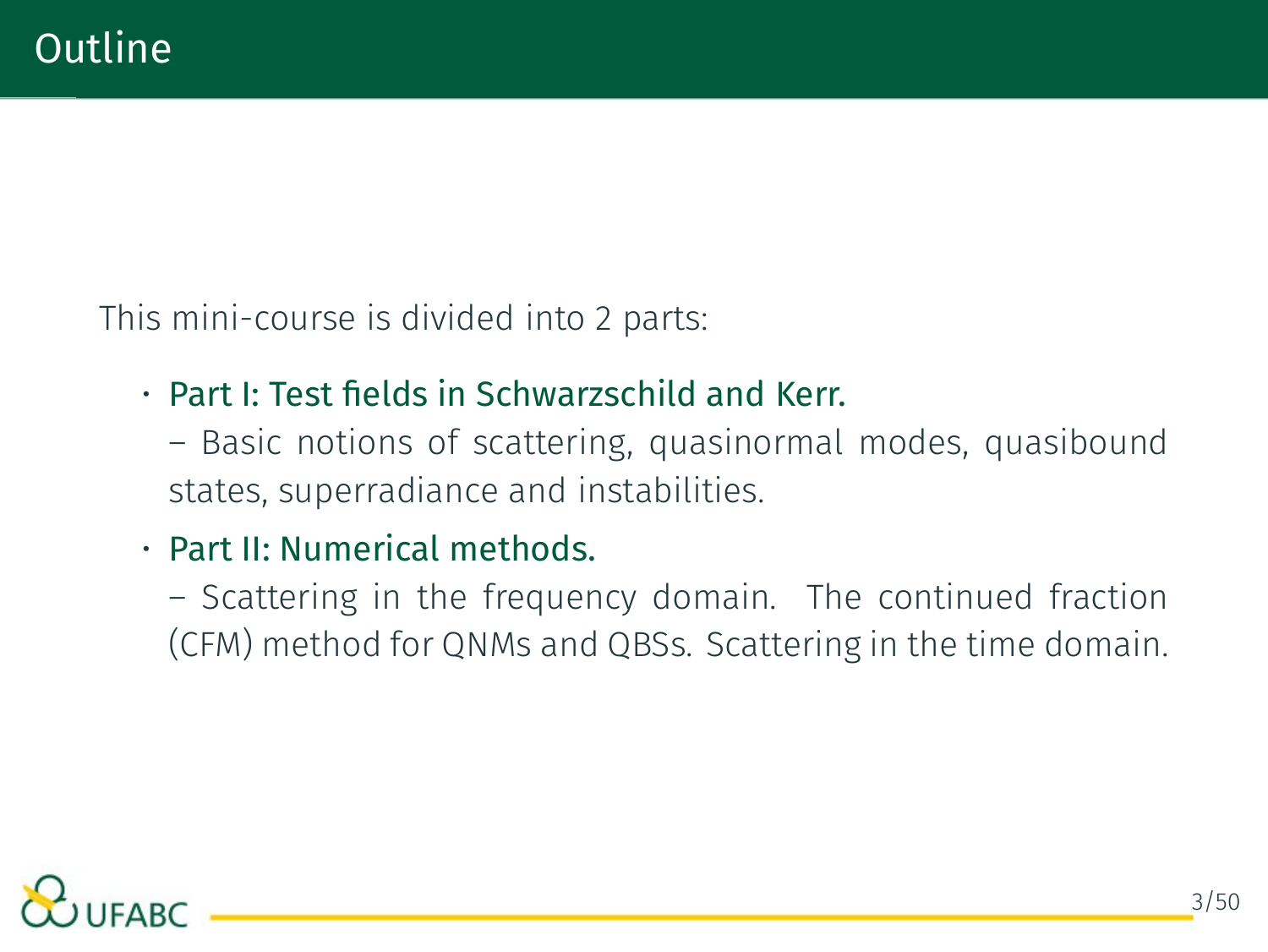# Outline

This mini-course is divided into 2 parts:

- Part I: Test fields in Schwarzschild and Kerr.
  – Basic notions of scattering, quasinormal modes, quasibound states, superradiance and instabilities.
- Part II: Numerical methods.
  – Scattering in the frequency domain. The continued fraction (CFM) method for QNMs and QBSs. Scattering in the time domain.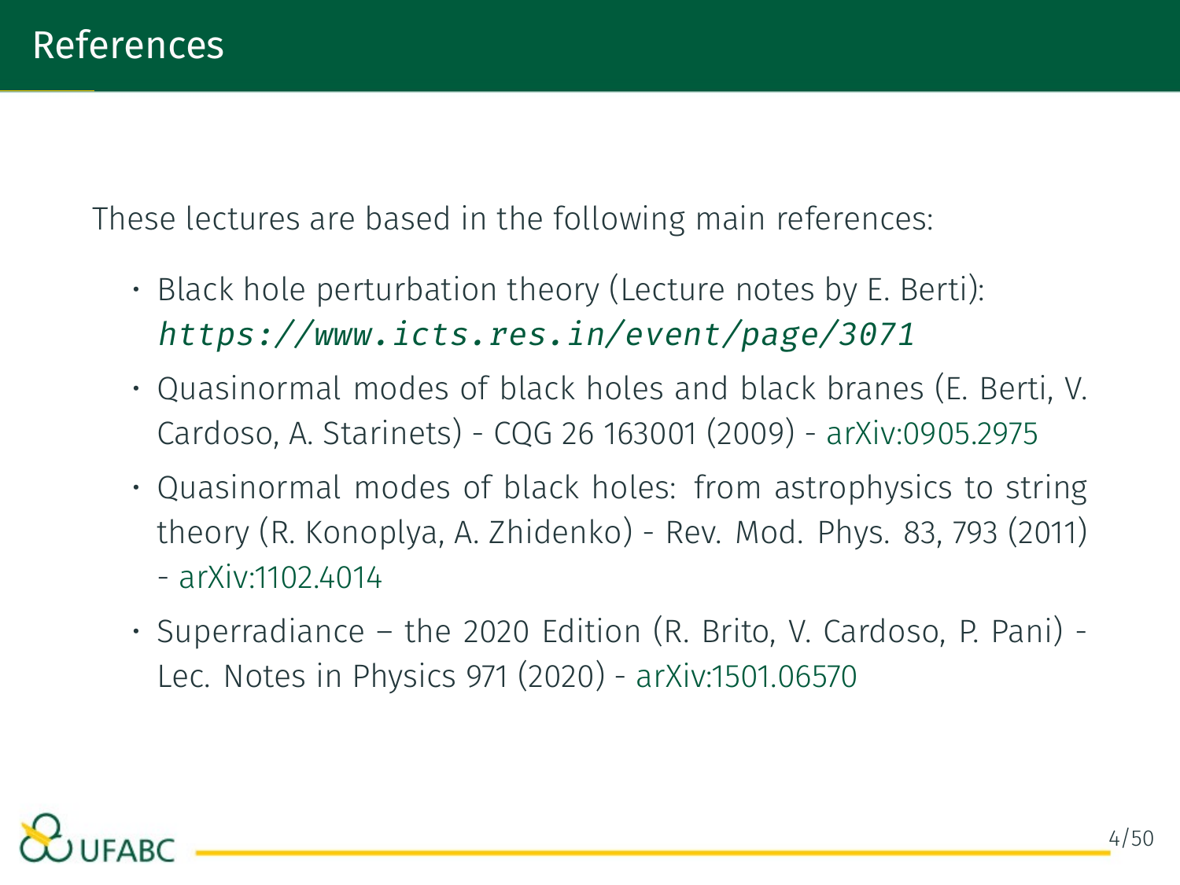# References

These lectures are based in the following main references:

- Black hole perturbation theory (Lecture notes by E. Berti): *https://www.icts.res.in/event/page/3071*
- Quasinormal modes of black holes and black branes (E. Berti, V. Cardoso, A. Starinets) - CQG 26 163001 (2009) - arXiv:0905.2975
- Quasinormal modes of black holes: from astrophysics to string theory (R. Konoplya, A. Zhidenko) - Rev. Mod. Phys. 83, 793 (2011) - arXiv:1102.4014
- Superradiance – the 2020 Edition (R. Brito, V. Cardoso, P. Pani) - Lec. Notes in Physics 971 (2020) - arXiv:1501.06570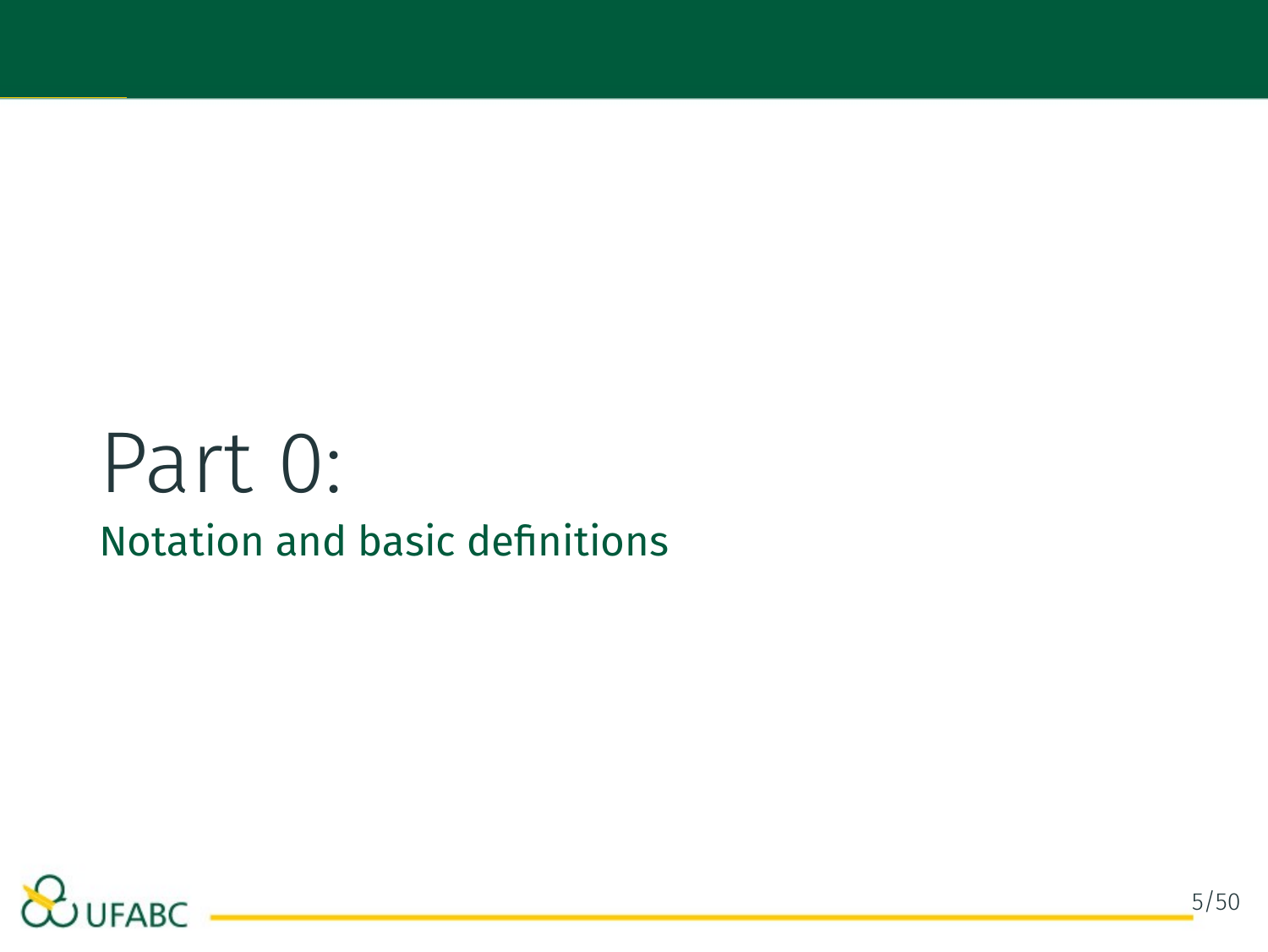# Part 0:

## Notation and basic definitions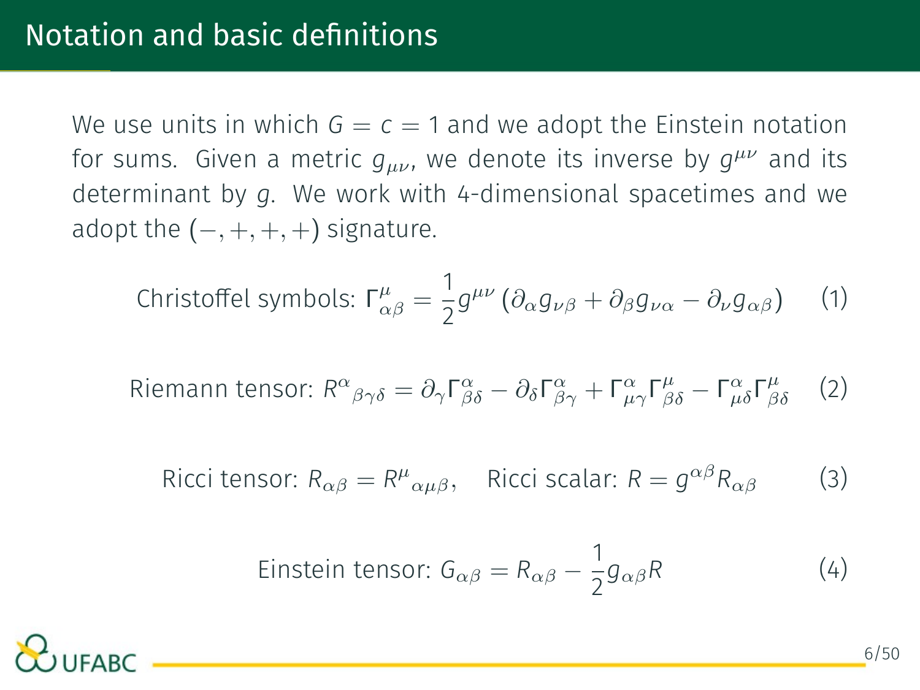# Notation and basic definitions

We use units in which $G = c = 1$ and we adopt the Einstein notation for sums. Given a metric $g_{\mu\nu}$, we denote its inverse by $g^{\mu\nu}$ and its determinant by $g$. We work with 4-dimensional spacetimes and we adopt the $(-,+,+,+)$ signature.

$$\text{Christoffel symbols: } \Gamma^{\mu}_{\alpha\beta} = \frac{1}{2} g^{\mu\nu} \left( \partial_\alpha g_{\nu\beta} + \partial_\beta g_{\nu\alpha} - \partial_\nu g_{\alpha\beta} \right) \tag{1}$$

$$\text{Riemann tensor: } R^{\alpha}{}_{\beta\gamma\delta} = \partial_\gamma \Gamma^{\alpha}_{\beta\delta} - \partial_\delta \Gamma^{\alpha}_{\beta\gamma} + \Gamma^{\alpha}_{\mu\gamma} \Gamma^{\mu}_{\beta\delta} - \Gamma^{\alpha}_{\mu\delta} \Gamma^{\mu}_{\beta\delta} \tag{2}$$

$$\text{Ricci tensor: } R_{\alpha\beta} = R^{\mu}{}_{\alpha\mu\beta}, \quad \text{Ricci scalar: } R = g^{\alpha\beta} R_{\alpha\beta} \tag{3}$$

$$\text{Einstein tensor: } G_{\alpha\beta} = R_{\alpha\beta} - \frac{1}{2} g_{\alpha\beta} R \tag{4}$$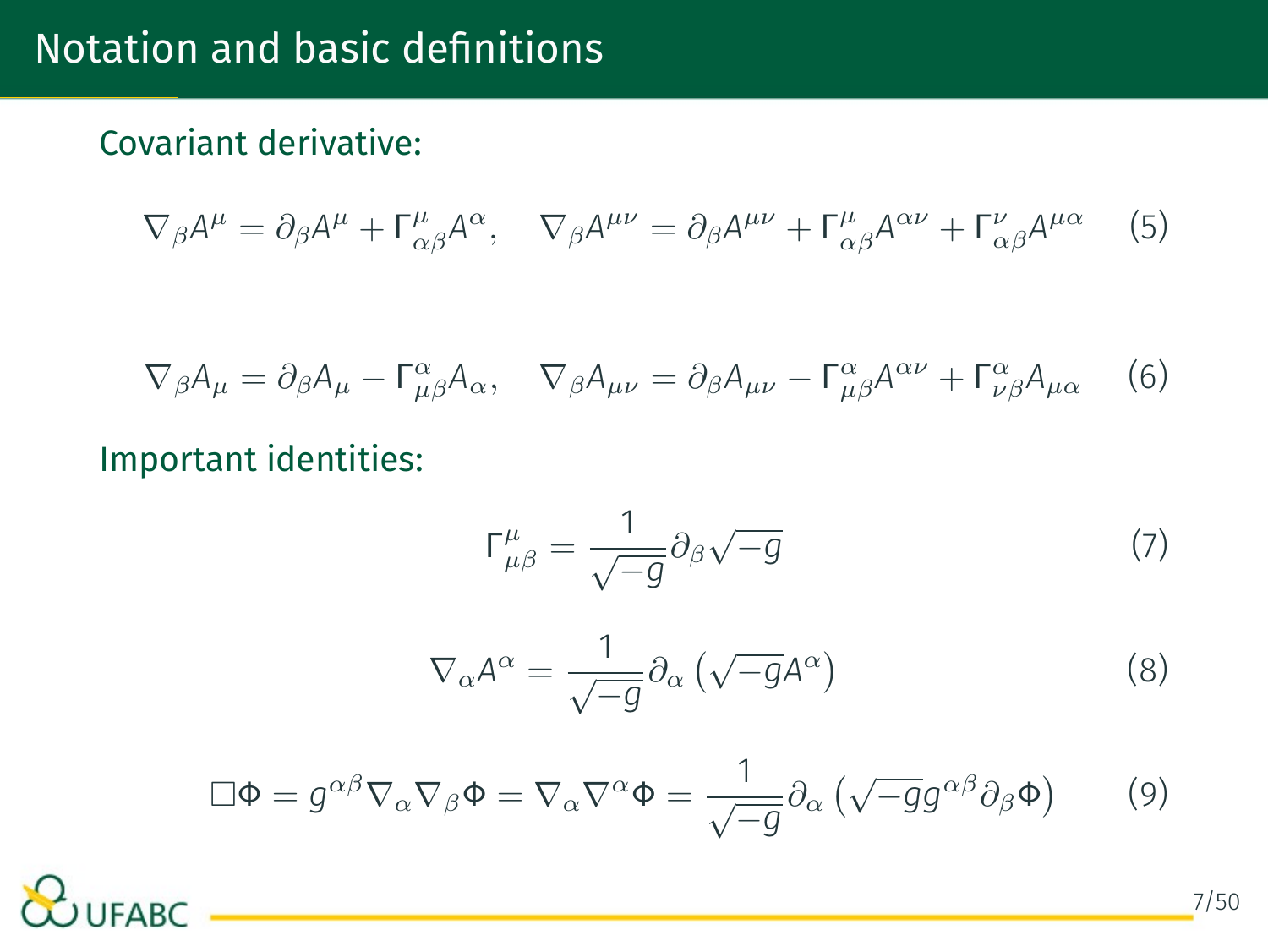# Notation and basic definitions

Covariant derivative:

$$\nabla_\beta A^\mu = \partial_\beta A^\mu + \Gamma^\mu_{\alpha\beta} A^\alpha, \quad \nabla_\beta A^{\mu\nu} = \partial_\beta A^{\mu\nu} + \Gamma^\mu_{\alpha\beta} A^{\alpha\nu} + \Gamma^\nu_{\alpha\beta} A^{\mu\alpha} \tag{5}$$

$$\nabla_\beta A_\mu = \partial_\beta A_\mu - \Gamma^\alpha_{\mu\beta} A_\alpha, \quad \nabla_\beta A_{\mu\nu} = \partial_\beta A_{\mu\nu} - \Gamma^\alpha_{\mu\beta} A^{\alpha\nu} + \Gamma^\alpha_{\nu\beta} A_{\mu\alpha} \tag{6}$$

Important identities:

$$\Gamma^\mu_{\mu\beta} = \frac{1}{\sqrt{-g}} \partial_\beta \sqrt{-g} \tag{7}$$

$$\nabla_\alpha A^\alpha = \frac{1}{\sqrt{-g}} \partial_\alpha \left( \sqrt{-g} A^\alpha \right) \tag{8}$$

$$\Box \Phi = g^{\alpha\beta} \nabla_\alpha \nabla_\beta \Phi = \nabla_\alpha \nabla^\alpha \Phi = \frac{1}{\sqrt{-g}} \partial_\alpha \left( \sqrt{-g} g^{\alpha\beta} \partial_\beta \Phi \right) \tag{9}$$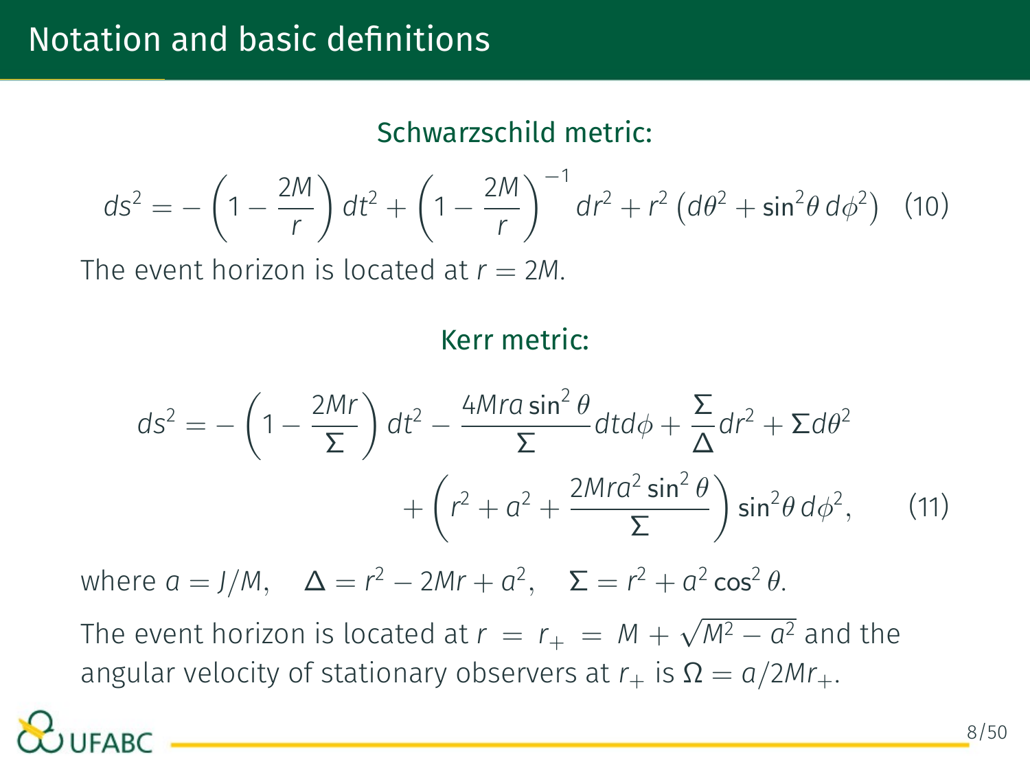# Notation and basic definitions

### Schwarzschild metric:

$$ds^2 = -\left(1 - \frac{2M}{r}\right) dt^2 + \left(1 - \frac{2M}{r}\right)^{-1} dr^2 + r^2 \left(d\theta^2 + \sin^2\theta \, d\phi^2\right) \quad (10)$$

The event horizon is located at $r = 2M$.

### Kerr metric:

$$ds^2 = -\left(1 - \frac{2Mr}{\Sigma}\right) dt^2 - \frac{4Mra\sin^2\theta}{\Sigma} dt d\phi + \frac{\Sigma}{\Delta} dr^2 + \Sigma d\theta^2 + \left(r^2 + a^2 + \frac{2Mra^2\sin^2\theta}{\Sigma}\right)\sin^2\theta \, d\phi^2, \quad (11)$$

where $a = J/M$, $\quad \Delta = r^2 - 2Mr + a^2$, $\quad \Sigma = r^2 + a^2\cos^2\theta$.

The event horizon is located at $r = r_+ = M + \sqrt{M^2 - a^2}$ and the angular velocity of stationary observers at $r_+$ is $\Omega = a/2Mr_+$.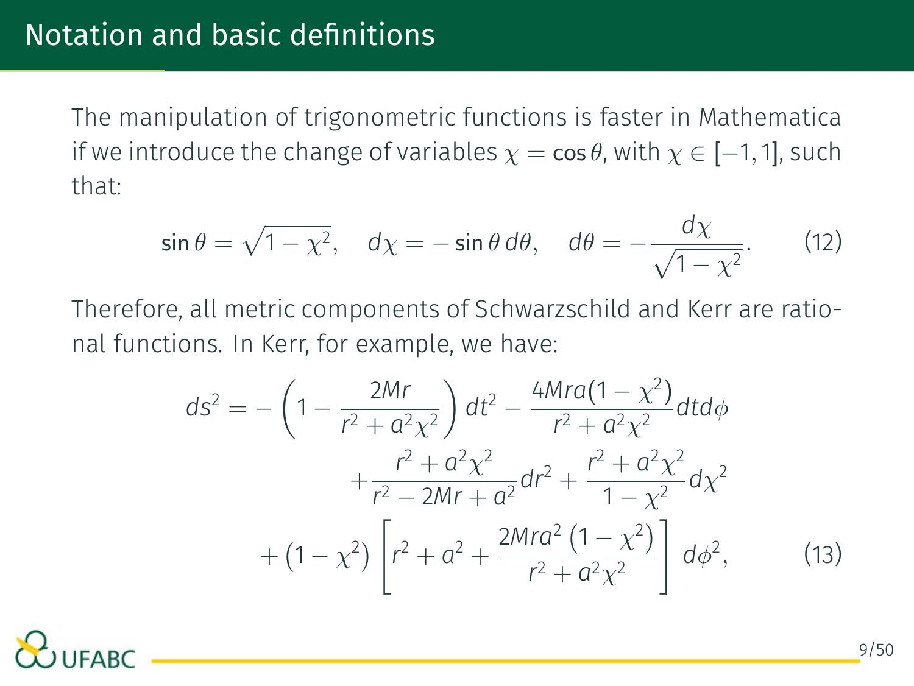# Notation and basic definitions

The manipulation of trigonometric functions is faster in Mathematica if we introduce the change of variables $\chi = \cos\theta$, with $\chi \in [-1, 1]$, such that:

$$\sin\theta = \sqrt{1-\chi^2}, \quad d\chi = -\sin\theta\, d\theta, \quad d\theta = -\frac{d\chi}{\sqrt{1-\chi^2}}. \tag{12}$$

Therefore, all metric components of Schwarzschild and Kerr are rational functions. In Kerr, for example, we have:

$$\begin{aligned} ds^2 = &-\left(1 - \frac{2Mr}{r^2 + a^2\chi^2}\right) dt^2 - \frac{4Mra(1-\chi^2)}{r^2 + a^2\chi^2} dt d\phi \\ &+ \frac{r^2 + a^2\chi^2}{r^2 - 2Mr + a^2} dr^2 + \frac{r^2 + a^2\chi^2}{1-\chi^2} d\chi^2 \\ &+ (1-\chi^2)\left[r^2 + a^2 + \frac{2Mra^2\left(1-\chi^2\right)}{r^2 + a^2\chi^2}\right] d\phi^2, \end{aligned} \tag{13}$$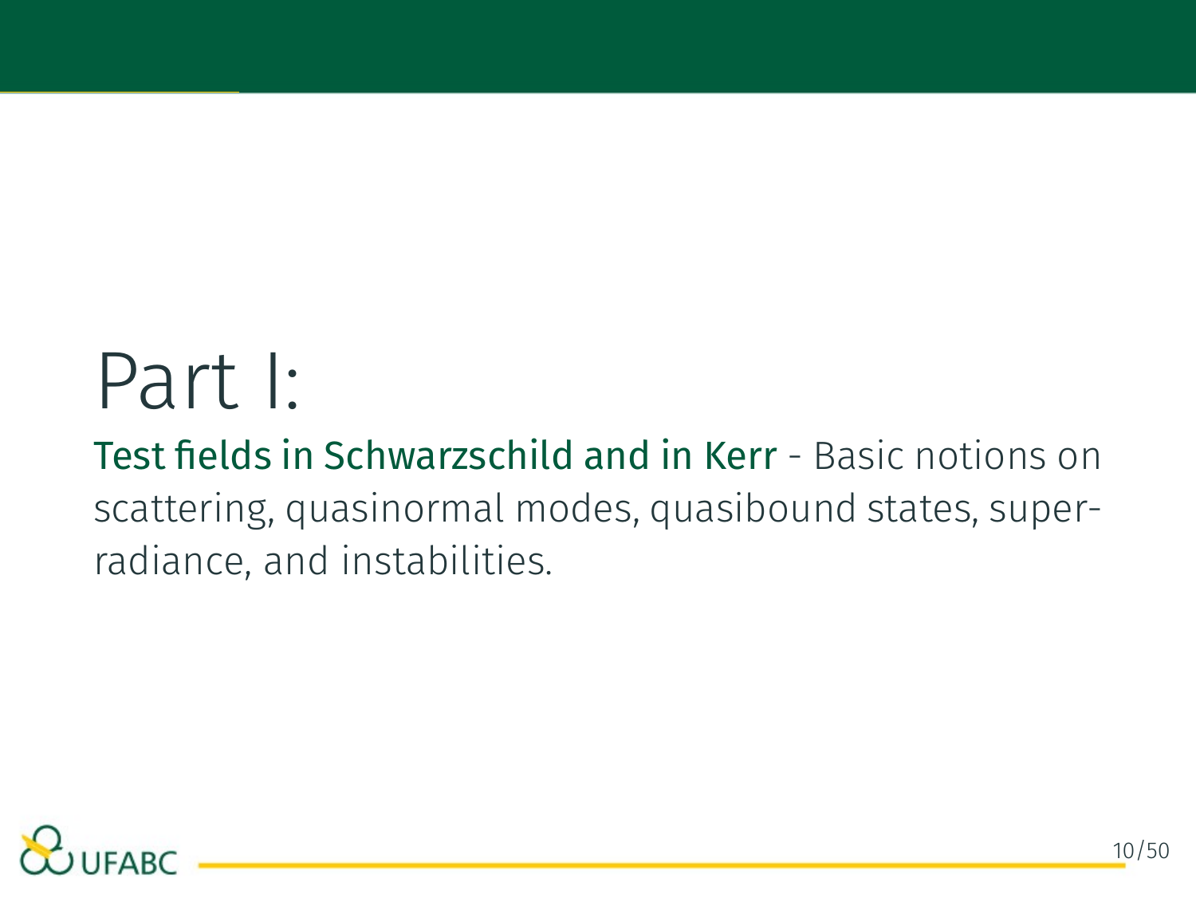# Part I:

Test fields in Schwarzschild and in Kerr - Basic notions on scattering, quasinormal modes, quasibound states, superradiance, and instabilities.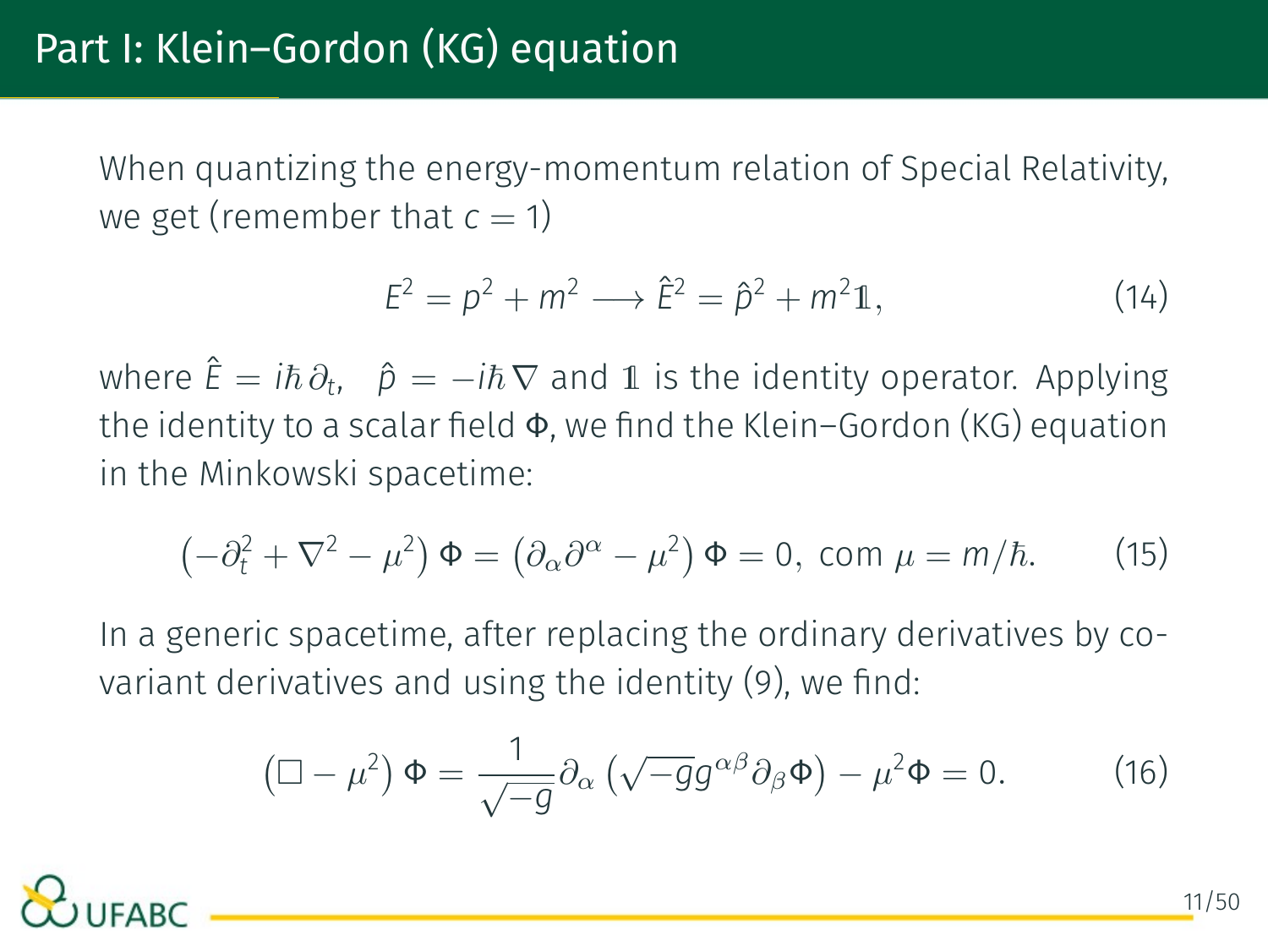# Part I: Klein–Gordon (KG) equation

When quantizing the energy-momentum relation of Special Relativity, we get (remember that $c = 1$)

$$E^2 = p^2 + m^2 \longrightarrow \hat{E}^2 = \hat{p}^2 + m^2 \mathbb{1}, \tag{14}$$

where $\hat{E} = i\hbar\,\partial_t$, $\hat{p} = -i\hbar\,\nabla$ and $\mathbb{1}$ is the identity operator. Applying the identity to a scalar field $\Phi$, we find the Klein–Gordon (KG) equation in the Minkowski spacetime:

$$\left(-\partial_t^2 + \nabla^2 - \mu^2\right)\Phi = \left(\partial_\alpha \partial^\alpha - \mu^2\right)\Phi = 0, \text{ com } \mu = m/\hbar. \tag{15}$$

In a generic spacetime, after replacing the ordinary derivatives by covariant derivatives and using the identity (9), we find:

$$\left(\Box - \mu^2\right)\Phi = \frac{1}{\sqrt{-g}}\partial_\alpha\left(\sqrt{-g}g^{\alpha\beta}\partial_\beta \Phi\right) - \mu^2 \Phi = 0. \tag{16}$$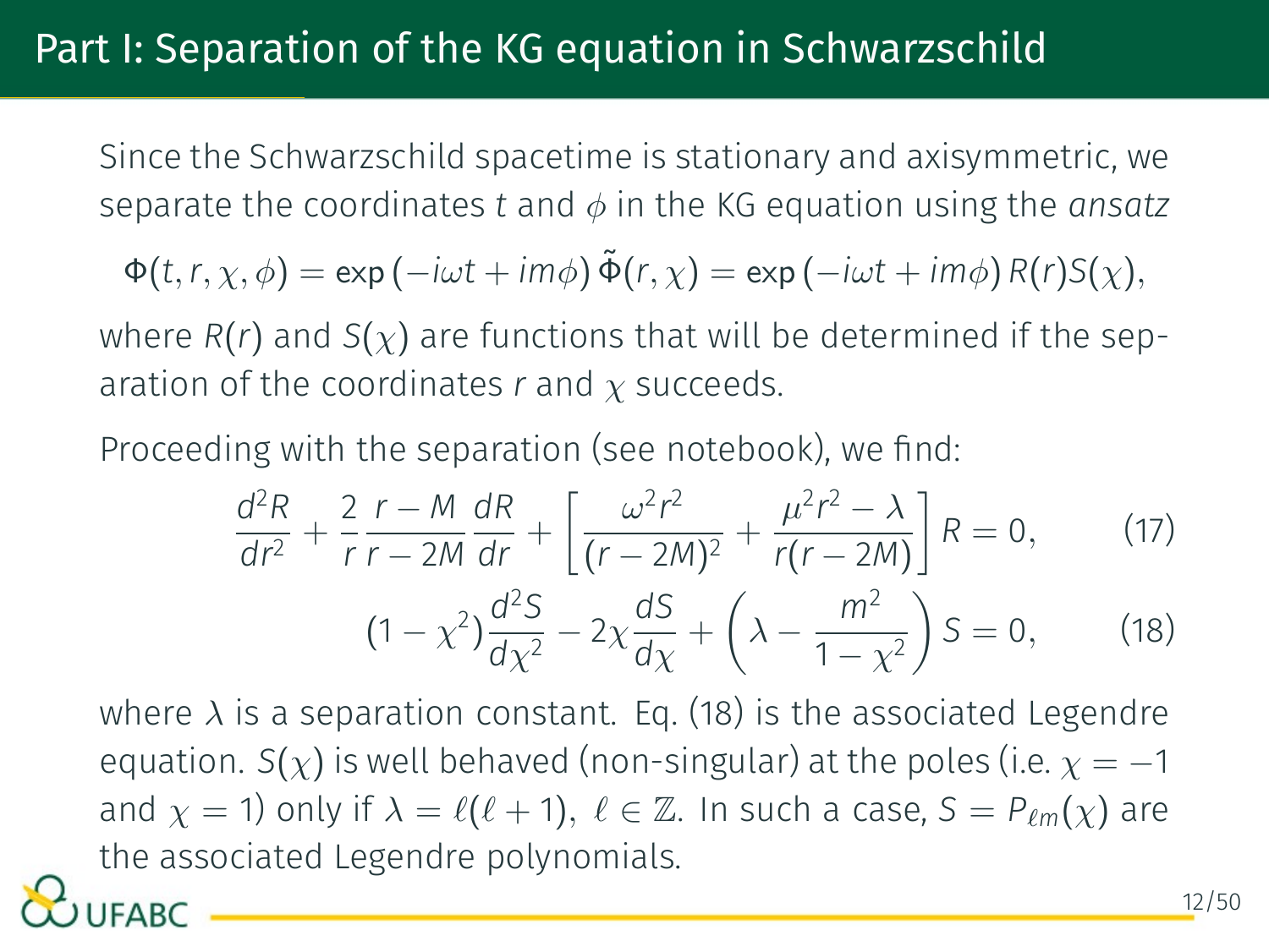# Part I: Separation of the KG equation in Schwarzschild

Since the Schwarzschild spacetime is stationary and axisymmetric, we separate the coordinates $t$ and $\phi$ in the KG equation using the *ansatz*

$$\Phi(t, r, \chi, \phi) = \exp\left(-i\omega t + im\phi\right) \tilde{\Phi}(r, \chi) = \exp\left(-i\omega t + im\phi\right) R(r) S(\chi),$$

where $R(r)$ and $S(\chi)$ are functions that will be determined if the separation of the coordinates $r$ and $\chi$ succeeds.

Proceeding with the separation (see notebook), we find:

$$\frac{d^2R}{dr^2} + \frac{2}{r}\frac{r-M}{r-2M}\frac{dR}{dr} + \left[\frac{\omega^2 r^2}{(r-2M)^2} + \frac{\mu^2 r^2 - \lambda}{r(r-2M)}\right] R = 0, \tag{17}$$

$$(1-\chi^2)\frac{d^2S}{d\chi^2} - 2\chi\frac{dS}{d\chi} + \left(\lambda - \frac{m^2}{1-\chi^2}\right) S = 0, \tag{18}$$

where $\lambda$ is a separation constant. Eq. (18) is the associated Legendre equation. $S(\chi)$ is well behaved (non-singular) at the poles (i.e. $\chi = -1$ and $\chi = 1$) only if $\lambda = \ell(\ell+1),\ \ell \in \mathbb{Z}$. In such a case, $S = P_{\ell m}(\chi)$ are the associated Legendre polynomials.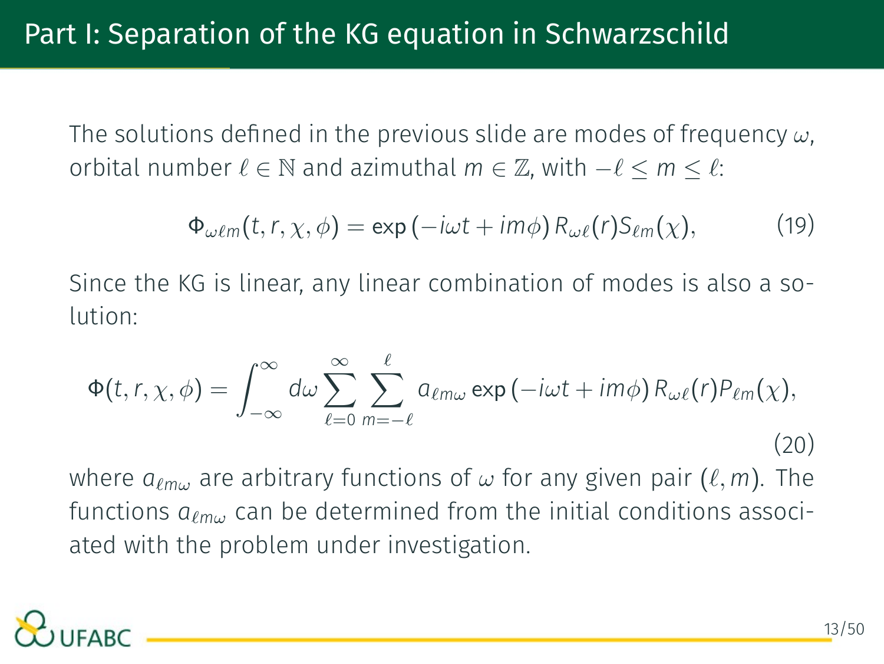# Part I: Separation of the KG equation in Schwarzschild

The solutions defined in the previous slide are modes of frequency $\omega$, orbital number $\ell \in \mathbb{N}$ and azimuthal $m \in \mathbb{Z}$, with $-\ell \leq m \leq \ell$:

$$\Phi_{\omega\ell m}(t, r, \chi, \phi) = \exp\left(-i\omega t + im\phi\right) R_{\omega\ell}(r) S_{\ell m}(\chi), \tag{19}$$

Since the KG is linear, any linear combination of modes is also a solution:

$$\Phi(t, r, \chi, \phi) = \int_{-\infty}^{\infty} d\omega \sum_{\ell=0}^{\infty} \sum_{m=-\ell}^{\ell} a_{\ell m\omega} \exp\left(-i\omega t + im\phi\right) R_{\omega\ell}(r) P_{\ell m}(\chi), \tag{20}$$

where $a_{\ell m\omega}$ are arbitrary functions of $\omega$ for any given pair $(\ell, m)$. The functions $a_{\ell m\omega}$ can be determined from the initial conditions associated with the problem under investigation.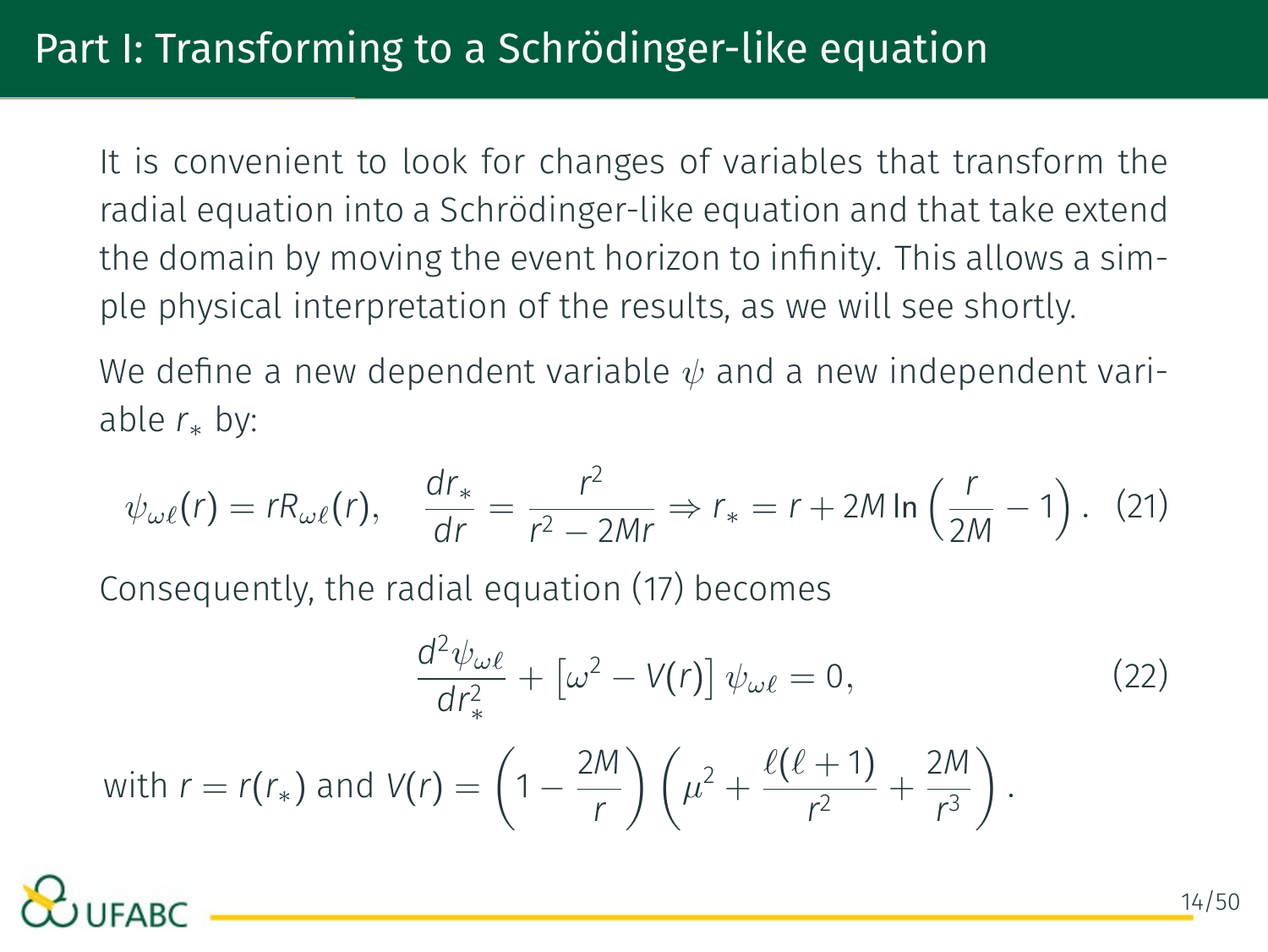# Part I: Transforming to a Schrödinger-like equation

It is convenient to look for changes of variables that transform the radial equation into a Schrödinger-like equation and that take extend the domain by moving the event horizon to infinity. This allows a simple physical interpretation of the results, as we will see shortly.

We define a new dependent variable $\psi$ and a new independent variable $r_*$ by:

$$\psi_{\omega\ell}(r) = rR_{\omega\ell}(r), \quad \frac{dr_*}{dr} = \frac{r^2}{r^2 - 2Mr} \Rightarrow r_* = r + 2M \ln\left(\frac{r}{2M} - 1\right). \tag{21}$$

Consequently, the radial equation (17) becomes

$$\frac{d^2\psi_{\omega\ell}}{dr_*^2} + \left[\omega^2 - V(r)\right]\psi_{\omega\ell} = 0, \tag{22}$$

with $r = r(r_*)$ and $V(r) = \left(1 - \frac{2M}{r}\right)\left(\mu^2 + \frac{\ell(\ell+1)}{r^2} + \frac{2M}{r^3}\right)$.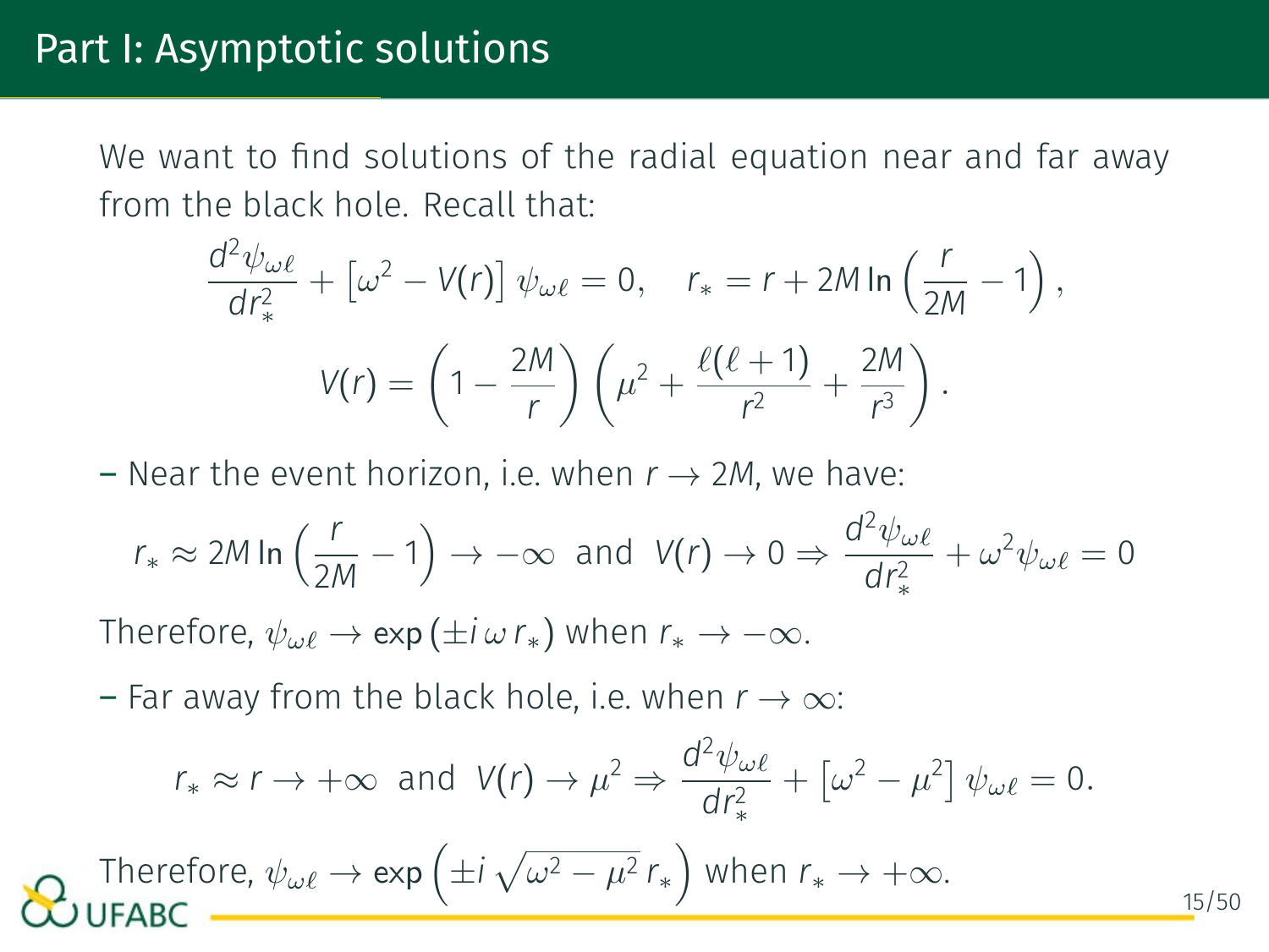# Part I: Asymptotic solutions

We want to find solutions of the radial equation near and far away from the black hole. Recall that:

$$\frac{d^2\psi_{\omega\ell}}{dr_*^2} + \left[\omega^2 - V(r)\right]\psi_{\omega\ell} = 0, \quad r_* = r + 2M\ln\left(\frac{r}{2M} - 1\right),$$

$$V(r) = \left(1 - \frac{2M}{r}\right)\left(\mu^2 + \frac{\ell(\ell+1)}{r^2} + \frac{2M}{r^3}\right).$$

– Near the event horizon, i.e. when $r \to 2M$, we have:

$$r_* \approx 2M\ln\left(\frac{r}{2M} - 1\right) \to -\infty \;\text{ and }\; V(r) \to 0 \Rightarrow \frac{d^2\psi_{\omega\ell}}{dr_*^2} + \omega^2\psi_{\omega\ell} = 0$$

Therefore, $\psi_{\omega\ell} \to \exp\left(\pm i\,\omega\, r_*\right)$ when $r_* \to -\infty$.

– Far away from the black hole, i.e. when $r \to \infty$:

$$r_* \approx r \to +\infty \;\text{ and }\; V(r) \to \mu^2 \Rightarrow \frac{d^2\psi_{\omega\ell}}{dr_*^2} + \left[\omega^2 - \mu^2\right]\psi_{\omega\ell} = 0.$$

Therefore, $\psi_{\omega\ell} \to \exp\left(\pm i\sqrt{\omega^2 - \mu^2}\, r_*\right)$ when $r_* \to +\infty$.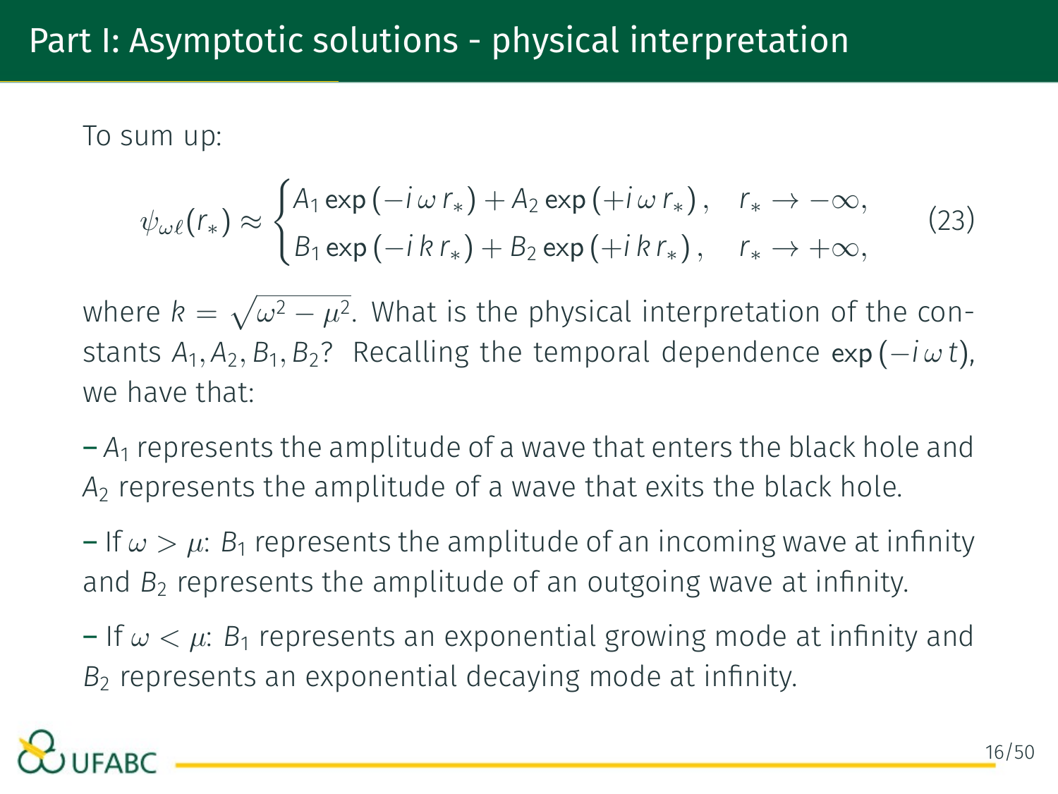# Part I: Asymptotic solutions - physical interpretation

To sum up:

$$\psi_{\omega\ell}(r_*) \approx \begin{cases} A_1 \exp\left(-i\,\omega\, r_*\right) + A_2 \exp\left(+i\,\omega\, r_*\right), & r_* \to -\infty, \\ B_1 \exp\left(-i\,k\, r_*\right) + B_2 \exp\left(+i\,k\, r_*\right), & r_* \to +\infty, \end{cases} \tag{23}$$

where $k = \sqrt{\omega^2 - \mu^2}$. What is the physical interpretation of the constants $A_1, A_2, B_1, B_2$? Recalling the temporal dependence $\exp\left(-i\,\omega\, t\right)$, we have that:

– $A_1$ represents the amplitude of a wave that enters the black hole and $A_2$ represents the amplitude of a wave that exits the black hole.

– If $\omega > \mu$: $B_1$ represents the amplitude of an incoming wave at infinity and $B_2$ represents the amplitude of an outgoing wave at infinity.

– If $\omega < \mu$: $B_1$ represents an exponential growing mode at infinity and $B_2$ represents an exponential decaying mode at infinity.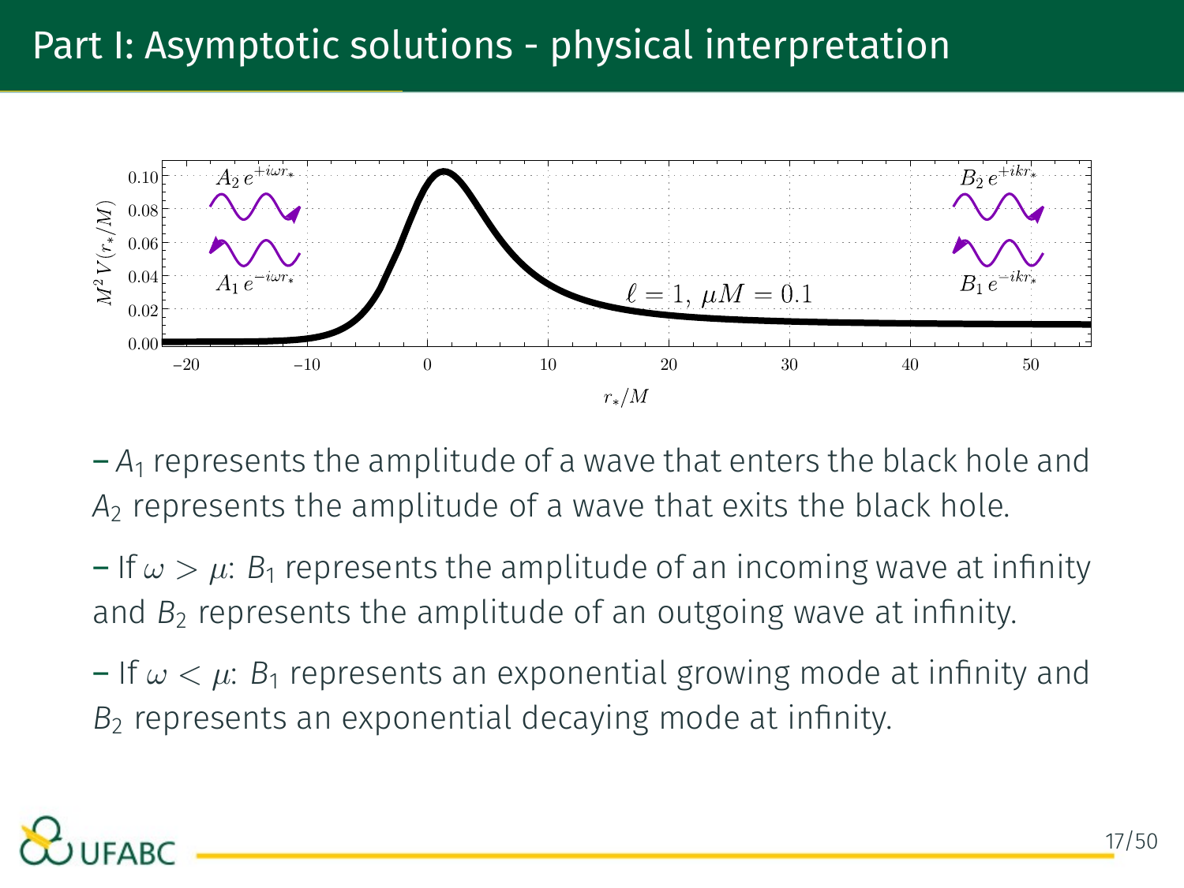# Part I: Asymptotic solutions - physical interpretation

- $A_1$ represents the amplitude of a wave that enters the black hole and $A_2$ represents the amplitude of a wave that exits the black hole.
- If $\omega > \mu$: $B_1$ represents the amplitude of an incoming wave at infinity and $B_2$ represents the amplitude of an outgoing wave at infinity.
- If $\omega < \mu$: $B_1$ represents an exponential growing mode at infinity and $B_2$ represents an exponential decaying mode at infinity.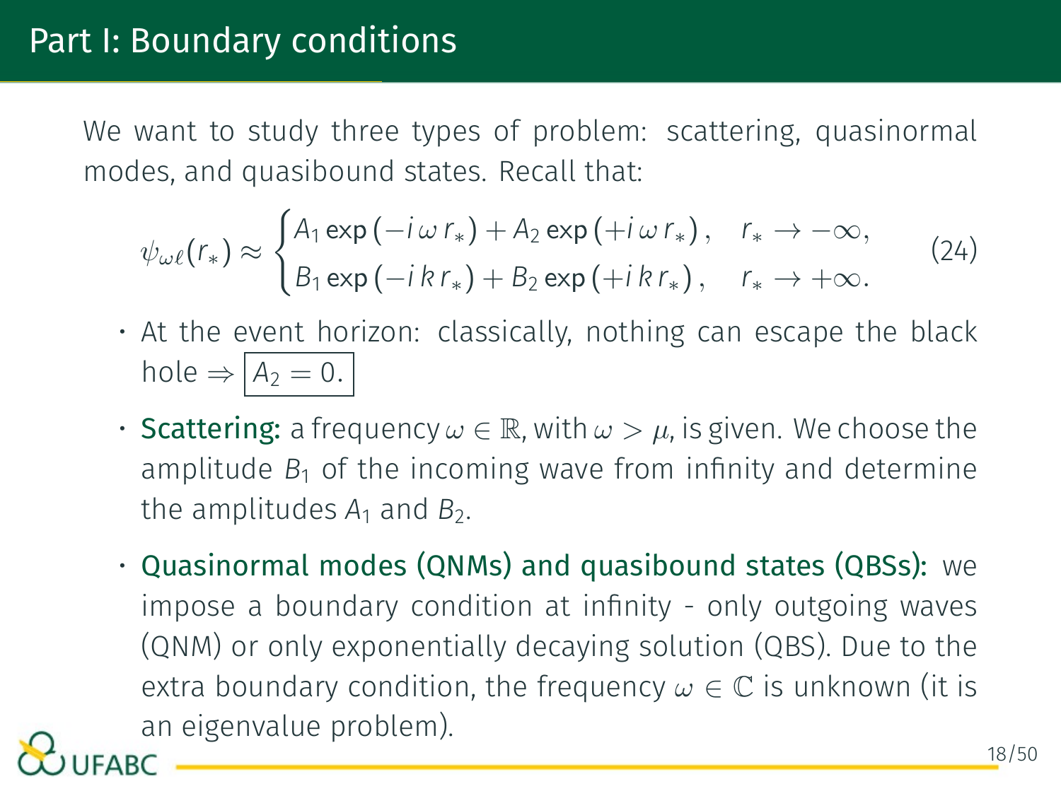## Part I: Boundary conditions

We want to study three types of problem: scattering, quasinormal modes, and quasibound states. Recall that:

$$\psi_{\omega\ell}(r_*) \approx \begin{cases} A_1 \exp\left(-i\,\omega\, r_*\right) + A_2 \exp\left(+i\,\omega\, r_*\right), & r_* \to -\infty, \\ B_1 \exp\left(-i\,k\, r_*\right) + B_2 \exp\left(+i\,k\, r_*\right), & r_* \to +\infty. \end{cases} \tag{24}$$

- At the event horizon: classically, nothing can escape the black hole $\Rightarrow$ $\boxed{A_2 = 0.}$
- **Scattering:** a frequency $\omega \in \mathbb{R}$, with $\omega > \mu$, is given. We choose the amplitude $B_1$ of the incoming wave from infinity and determine the amplitudes $A_1$ and $B_2$.
- **Quasinormal modes (QNMs) and quasibound states (QBSs):** we impose a boundary condition at infinity - only outgoing waves (QNM) or only exponentially decaying solution (QBS). Due to the extra boundary condition, the frequency $\omega \in \mathbb{C}$ is unknown (it is an eigenvalue problem).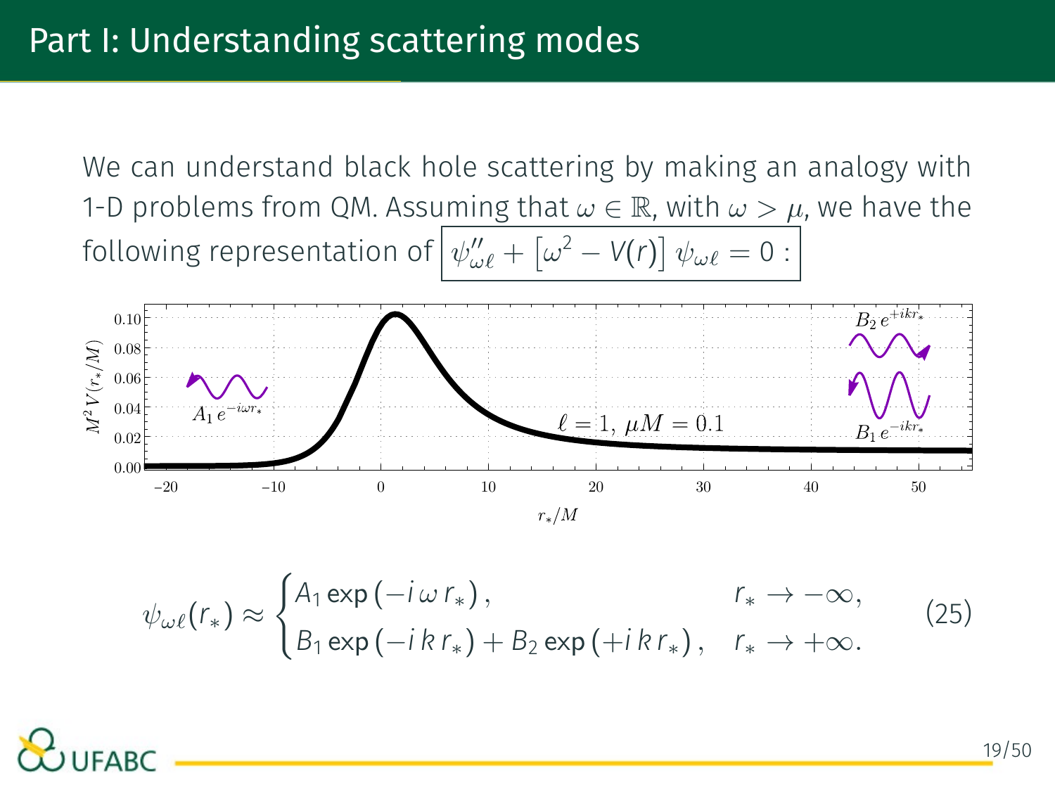# Part I: Understanding scattering modes

We can understand black hole scattering by making an analogy with 1-D problems from QM. Assuming that $\omega \in \mathbb{R}$, with $\omega > \mu$, we have the following representation of $\boxed{\psi''_{\omega\ell} + \left[\omega^2 - V(r)\right] \psi_{\omega\ell} = 0}$ :

$$
\psi_{\omega\ell}(r_*) \approx \begin{cases} A_1 \exp\left(-i\,\omega\, r_*\right), & r_* \to -\infty, \\ B_1 \exp\left(-i\,k\,r_*\right) + B_2 \exp\left(+i\,k\,r_*\right), & r_* \to +\infty. \end{cases} \tag{25}
$$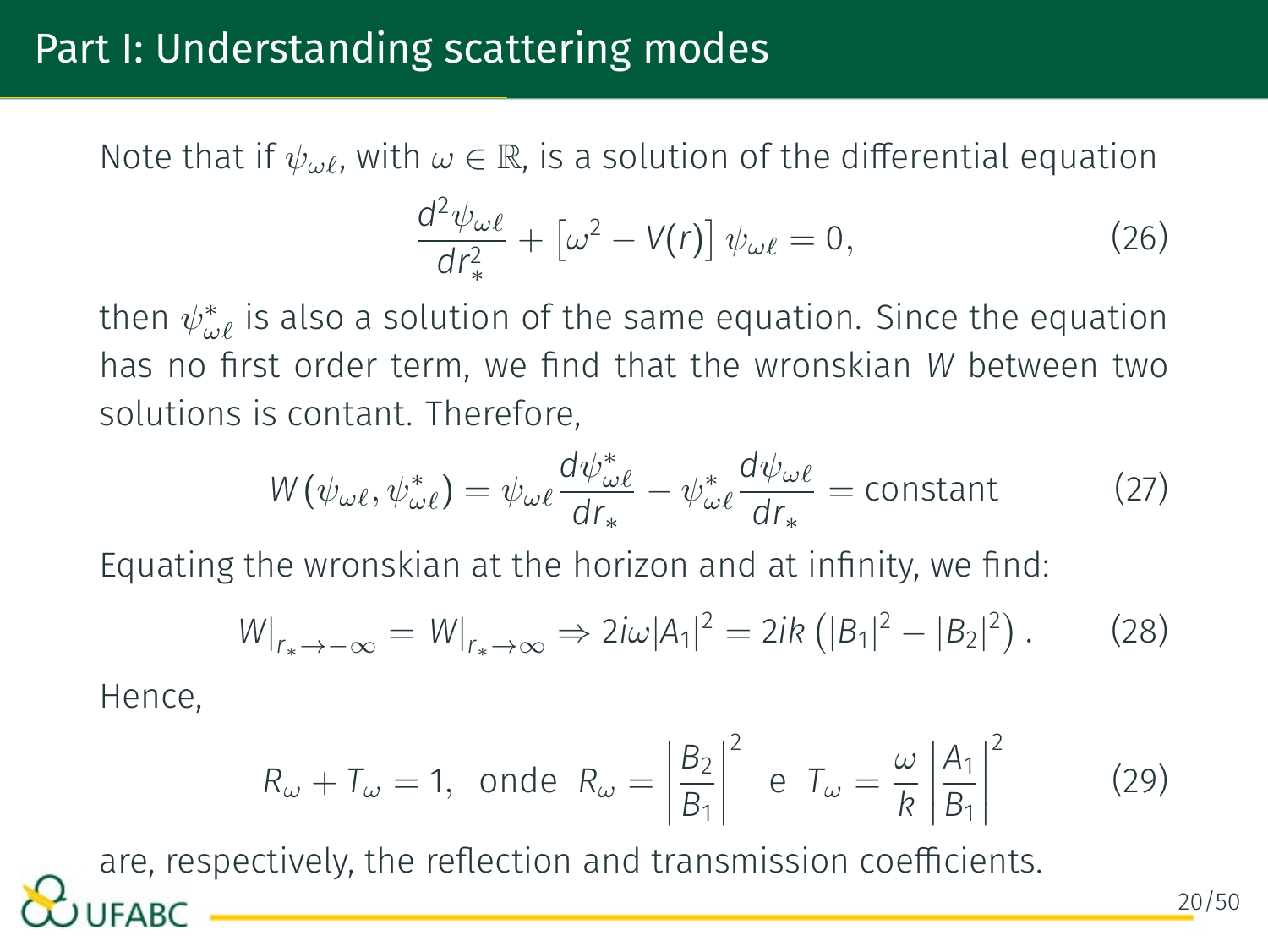# Part I: Understanding scattering modes

Note that if $\psi_{\omega\ell}$, with $\omega \in \mathbb{R}$, is a solution of the differential equation

$$\frac{d^2\psi_{\omega\ell}}{dr_*^2} + \left[\omega^2 - V(r)\right]\psi_{\omega\ell} = 0, \tag{26}$$

then $\psi^*_{\omega\ell}$ is also a solution of the same equation. Since the equation has no first order term, we find that the wronskian $W$ between two solutions is contant. Therefore,

$$W\left(\psi_{\omega\ell}, \psi^*_{\omega\ell}\right) = \psi_{\omega\ell}\frac{d\psi^*_{\omega\ell}}{dr_*} - \psi^*_{\omega\ell}\frac{d\psi_{\omega\ell}}{dr_*} = \text{constant} \tag{27}$$

Equating the wronskian at the horizon and at infinity, we find:

$$W|_{r_*\to-\infty} = W|_{r_*\to\infty} \Rightarrow 2i\omega|A_1|^2 = 2ik\left(|B_1|^2 - |B_2|^2\right). \tag{28}$$

Hence,

$$R_\omega + T_\omega = 1, \;\; \text{onde} \;\; R_\omega = \left|\frac{B_2}{B_1}\right|^2 \;\; \text{e} \;\; T_\omega = \frac{\omega}{k}\left|\frac{A_1}{B_1}\right|^2 \tag{29}$$

are, respectively, the reflection and transmission coefficients.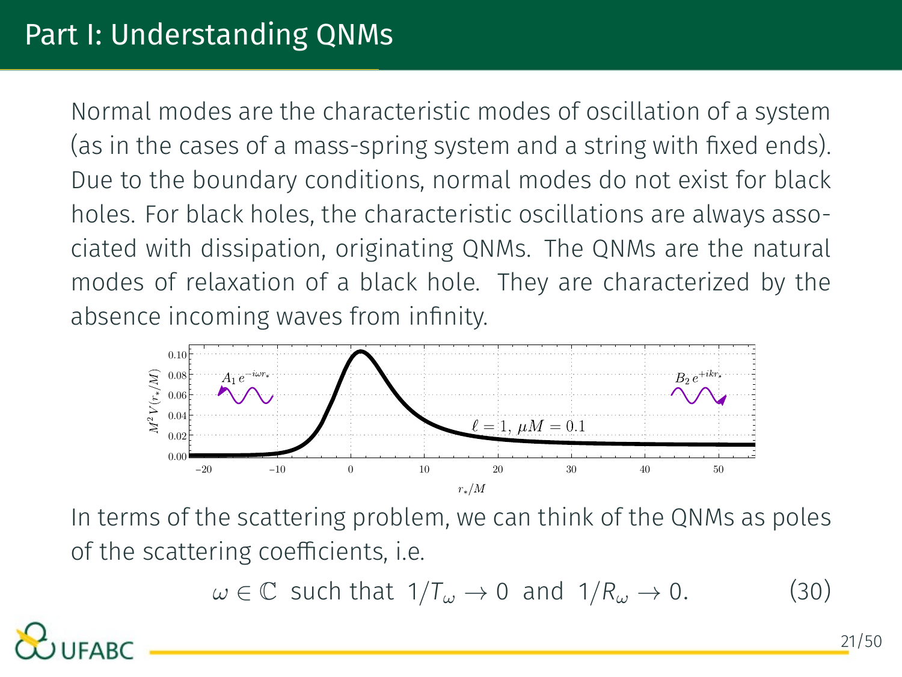## Part I: Understanding QNMs

Normal modes are the characteristic modes of oscillation of a system (as in the cases of a mass-spring system and a string with fixed ends). Due to the boundary conditions, normal modes do not exist for black holes. For black holes, the characteristic oscillations are always associated with dissipation, originating QNMs. The QNMs are the natural modes of relaxation of a black hole. They are characterized by the absence incoming waves from infinity.

In terms of the scattering problem, we can think of the QNMs as poles of the scattering coefficients, i.e.

$$\omega \in \mathbb{C} \text{ such that } 1/T_\omega \to 0 \text{ and } 1/R_\omega \to 0. \tag{30}$$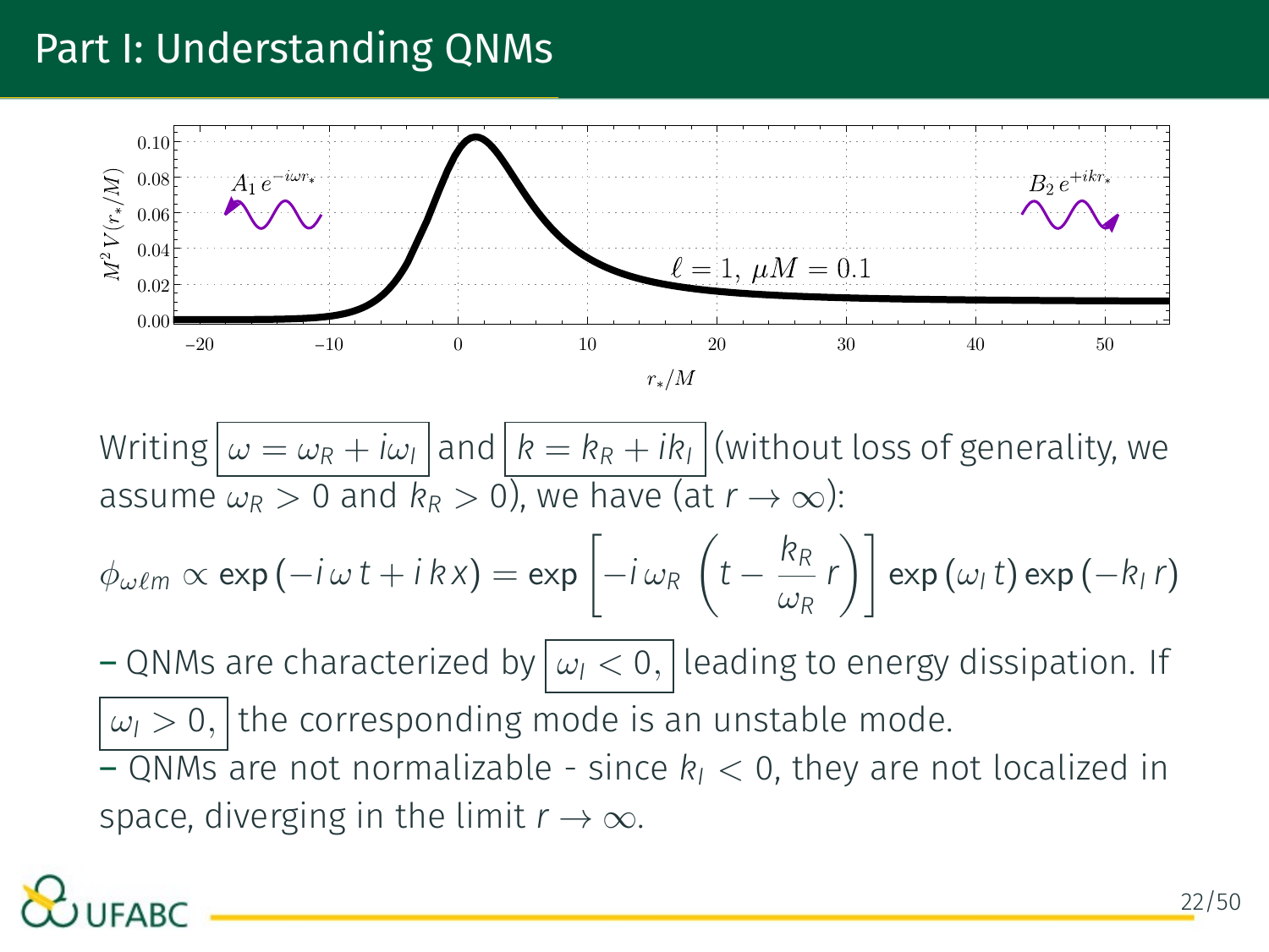# Part I: Understanding QNMs

Writing $\omega = \omega_R + i\omega_I$ and $k = k_R + ik_I$ (without loss of generality, we assume $\omega_R > 0$ and $k_R > 0$), we have (at $r \to \infty$):

$$\phi_{\omega\ell m} \propto \exp\left(-i\,\omega\,t + i\,k\,x\right) = \exp\left[-i\,\omega_R\,\left(t - \frac{k_R}{\omega_R}\,r\right)\right]\exp\left(\omega_I\,t\right)\exp\left(-k_I\,r\right)$$

– QNMs are characterized by $\omega_I < 0,$ leading to energy dissipation. If $\omega_I > 0,$ the corresponding mode is an unstable mode.

– QNMs are not normalizable - since $k_I < 0$, they are not localized in space, diverging in the limit $r \to \infty$.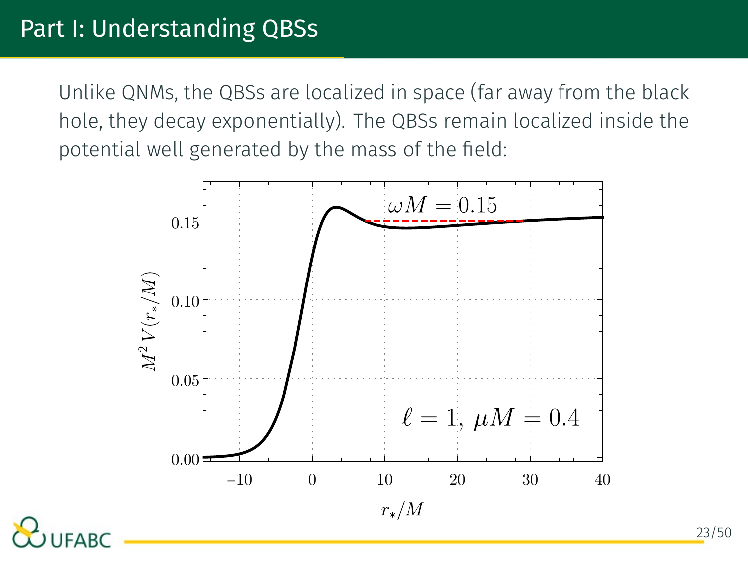## Part I: Understanding QBSs

Unlike QNMs, the QBSs are localized in space (far away from the black hole, they decay exponentially). The QBSs remain localized inside the potential well generated by the mass of the field: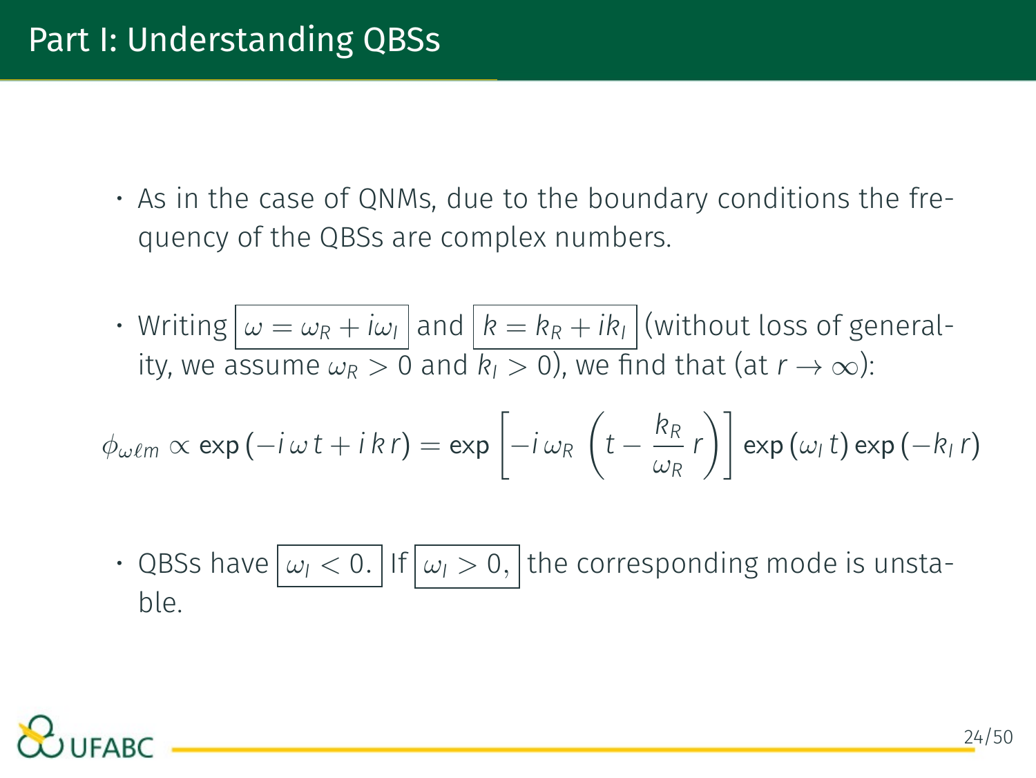# Part I: Understanding QBSs

- As in the case of QNMs, due to the boundary conditions the frequency of the QBSs are complex numbers.

- Writing $\boxed{\omega = \omega_R + i\omega_I}$ and $\boxed{k = k_R + ik_I}$ (without loss of generality, we assume $\omega_R > 0$ and $k_I > 0$), we find that (at $r \to \infty$):

$$\phi_{\omega\ell m} \propto \exp\left(-i\,\omega\,t + i\,k\,r\right) = \exp\left[-i\,\omega_R\,\left(t - \frac{k_R}{\omega_R}\,r\right)\right]\exp\left(\omega_I\,t\right)\exp\left(-k_I\,r\right)$$

- QBSs have $\boxed{\omega_I < 0.}$ If $\boxed{\omega_I > 0,}$ the corresponding mode is unstable.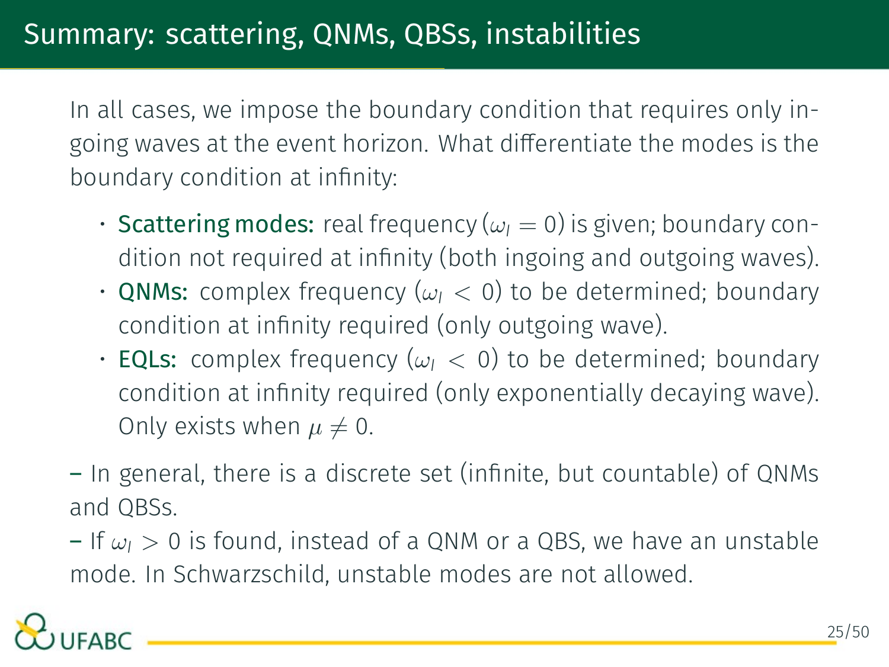# Summary: scattering, QNMs, QBSs, instabilities

In all cases, we impose the boundary condition that requires only in-going waves at the event horizon. What differentiate the modes is the boundary condition at infinity:

- **Scattering modes:** real frequency ($\omega_I = 0$) is given; boundary condition not required at infinity (both ingoing and outgoing waves).
- **QNMs:** complex frequency ($\omega_I < 0$) to be determined; boundary condition at infinity required (only outgoing wave).
- **EQLs:** complex frequency ($\omega_I < 0$) to be determined; boundary condition at infinity required (only exponentially decaying wave). Only exists when $\mu \neq 0$.

– In general, there is a discrete set (infinite, but countable) of QNMs and QBSs.

– If $\omega_I > 0$ is found, instead of a QNM or a QBS, we have an unstable mode. In Schwarzschild, unstable modes are not allowed.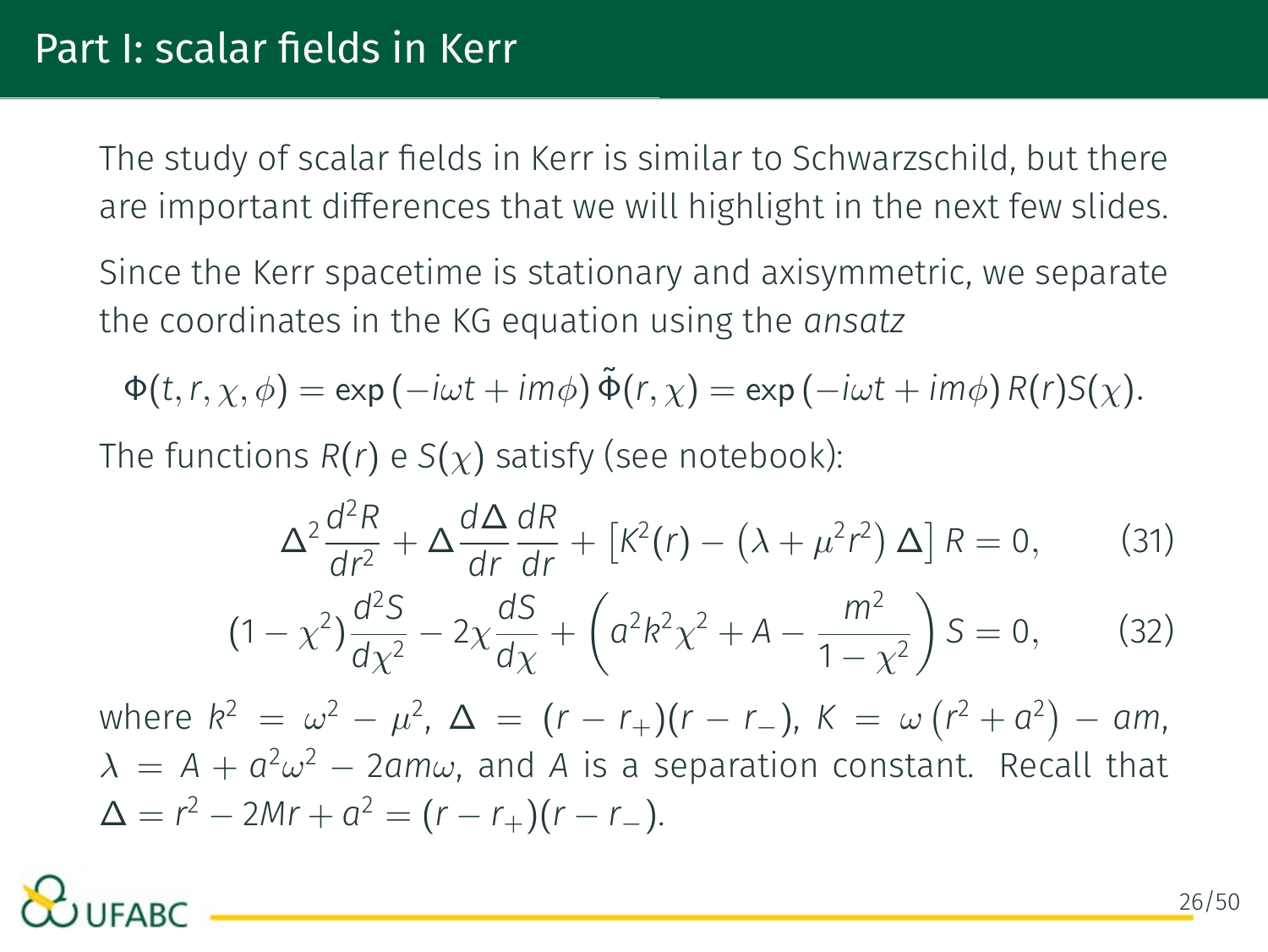# Part I: scalar fields in Kerr

The study of scalar fields in Kerr is similar to Schwarzschild, but there are important differences that we will highlight in the next few slides.

Since the Kerr spacetime is stationary and axisymmetric, we separate the coordinates in the KG equation using the *ansatz*

$$\Phi(t, r, \chi, \phi) = \exp\left(-i\omega t + im\phi\right) \tilde{\Phi}(r, \chi) = \exp\left(-i\omega t + im\phi\right) R(r) S(\chi).$$

The functions $R(r)$ e $S(\chi)$ satisfy (see notebook):

$$\Delta^2 \frac{d^2 R}{dr^2} + \Delta \frac{d\Delta}{dr}\frac{dR}{dr} + \left[K^2(r) - \left(\lambda + \mu^2 r^2\right)\Delta\right] R = 0, \tag{31}$$

$$(1 - \chi^2)\frac{d^2 S}{d\chi^2} - 2\chi \frac{dS}{d\chi} + \left(a^2 k^2 \chi^2 + A - \frac{m^2}{1 - \chi^2}\right) S = 0, \tag{32}$$

where $k^2 = \omega^2 - \mu^2$, $\Delta = (r - r_+)(r - r_-)$, $K = \omega\left(r^2 + a^2\right) - am$, $\lambda = A + a^2\omega^2 - 2am\omega$, and $A$ is a separation constant. Recall that $\Delta = r^2 - 2Mr + a^2 = (r - r_+)(r - r_-)$.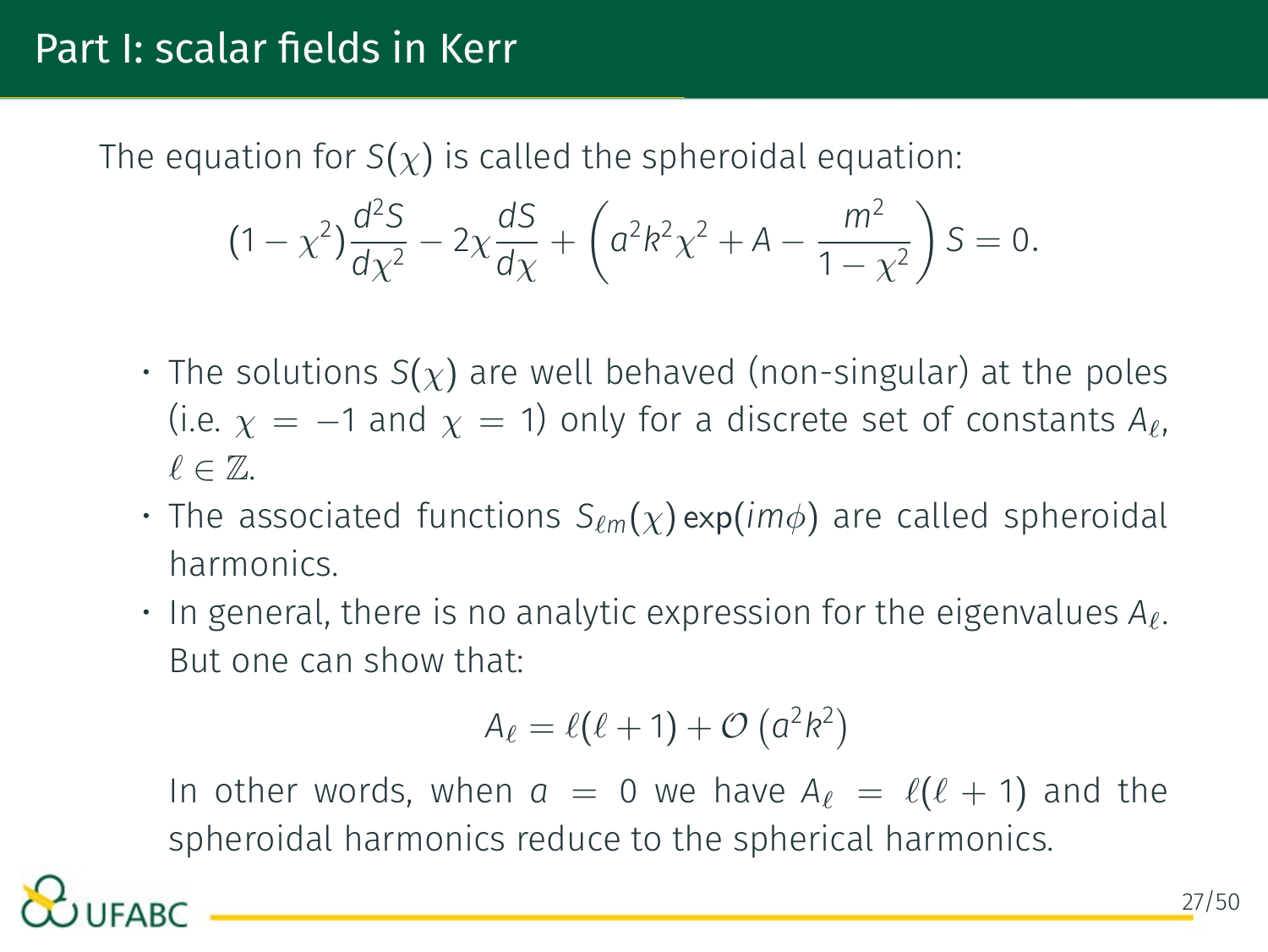## Part I: scalar fields in Kerr

The equation for $S(\chi)$ is called the spheroidal equation:

$$(1-\chi^2)\frac{d^2S}{d\chi^2} - 2\chi\frac{dS}{d\chi} + \left(a^2k^2\chi^2 + A - \frac{m^2}{1-\chi^2}\right)S = 0.$$

- The solutions $S(\chi)$ are well behaved (non-singular) at the poles (i.e. $\chi = -1$ and $\chi = 1$) only for a discrete set of constants $A_\ell$, $\ell \in \mathbb{Z}$.
- The associated functions $S_{\ell m}(\chi)\exp(im\phi)$ are called spheroidal harmonics.
- In general, there is no analytic expression for the eigenvalues $A_\ell$. But one can show that:

  $$A_\ell = \ell(\ell+1) + \mathcal{O}\left(a^2k^2\right)$$

  In other words, when $a = 0$ we have $A_\ell = \ell(\ell+1)$ and the spheroidal harmonics reduce to the spherical harmonics.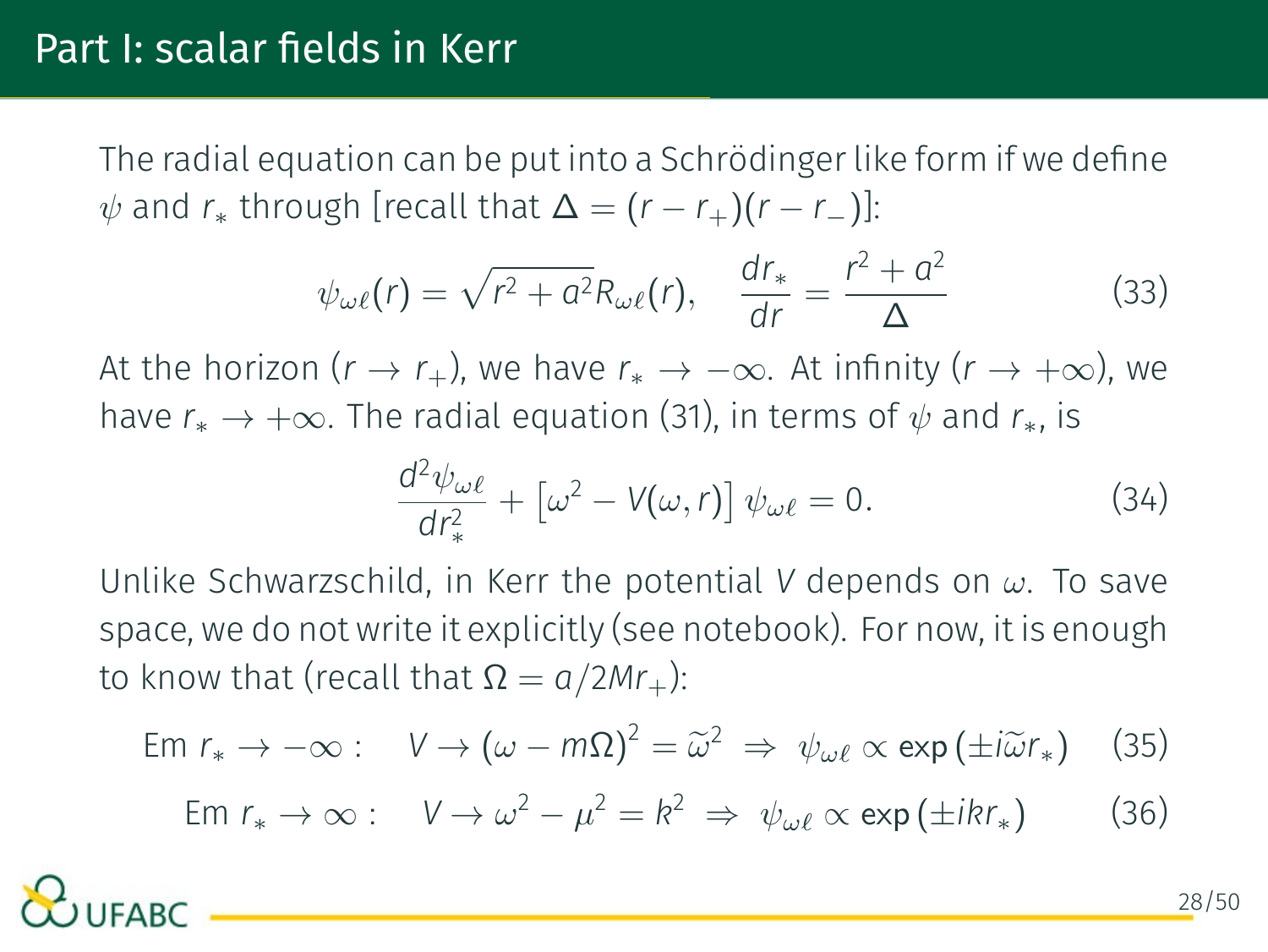# Part I: scalar fields in Kerr

The radial equation can be put into a Schrödinger like form if we define $\psi$ and $r_*$ through [recall that $\Delta = (r - r_+)(r - r_-)$]:

$$\psi_{\omega\ell}(r) = \sqrt{r^2 + a^2} R_{\omega\ell}(r), \quad \frac{dr_*}{dr} = \frac{r^2 + a^2}{\Delta} \tag{33}$$

At the horizon ($r \to r_+$), we have $r_* \to -\infty$. At infinity ($r \to +\infty$), we have $r_* \to +\infty$. The radial equation (31), in terms of $\psi$ and $r_*$, is

$$\frac{d^2\psi_{\omega\ell}}{dr_*^2} + \left[\omega^2 - V(\omega, r)\right] \psi_{\omega\ell} = 0. \tag{34}$$

Unlike Schwarzschild, in Kerr the potential $V$ depends on $\omega$. To save space, we do not write it explicitly (see notebook). For now, it is enough to know that (recall that $\Omega = a/2Mr_+$):

$$\text{Em } r_* \to -\infty : \quad V \to (\omega - m\Omega)^2 = \widetilde{\omega}^2 \;\Rightarrow\; \psi_{\omega\ell} \propto \exp\left(\pm i\widetilde{\omega} r_*\right) \tag{35}$$

$$\text{Em } r_* \to \infty : \quad V \to \omega^2 - \mu^2 = k^2 \;\Rightarrow\; \psi_{\omega\ell} \propto \exp\left(\pm i k r_*\right) \tag{36}$$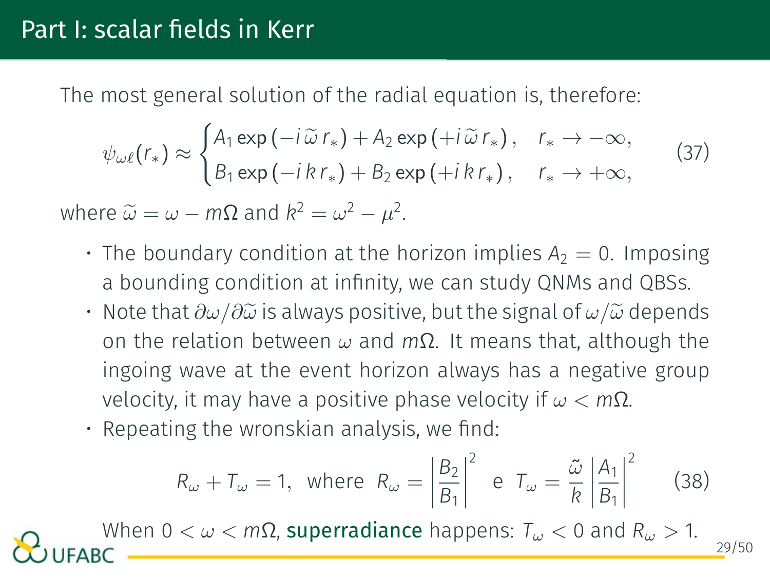# Part I: scalar fields in Kerr

The most general solution of the radial equation is, therefore:

$$\psi_{\omega\ell}(r_*) \approx \begin{cases} A_1 \exp\left(-i\,\widetilde{\omega}\,r_*\right) + A_2 \exp\left(+i\,\widetilde{\omega}\,r_*\right), & r_* \to -\infty, \\ B_1 \exp\left(-i\,k\,r_*\right) + B_2 \exp\left(+i\,k\,r_*\right), & r_* \to +\infty, \end{cases} \tag{37}$$

where $\widetilde{\omega} = \omega - m\Omega$ and $k^2 = \omega^2 - \mu^2$.

- The boundary condition at the horizon implies $A_2 = 0$. Imposing a bounding condition at infinity, we can study QNMs and QBSs.
- Note that $\partial\omega/\partial\widetilde{\omega}$ is always positive, but the signal of $\omega/\widetilde{\omega}$ depends on the relation between $\omega$ and $m\Omega$. It means that, although the ingoing wave at the event horizon always has a negative group velocity, it may have a positive phase velocity if $\omega < m\Omega$.
- Repeating the wronskian analysis, we find:

$$R_\omega + T_\omega = 1, \;\; \text{where} \;\; R_\omega = \left|\frac{B_2}{B_1}\right|^2 \;\; \text{e} \;\; T_\omega = \frac{\tilde{\omega}}{k}\left|\frac{A_1}{B_1}\right|^2 \tag{38}$$

When $0 < \omega < m\Omega$, **superradiance** happens: $T_\omega < 0$ and $R_\omega > 1$.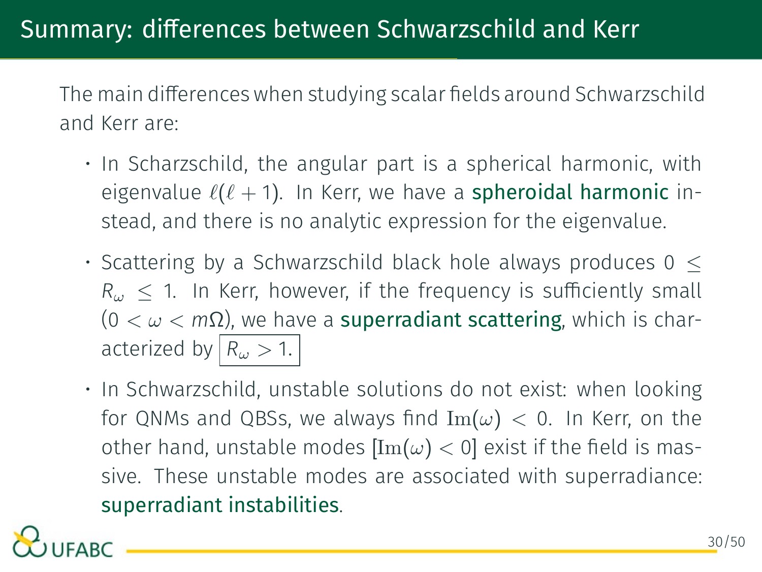# Summary: differences between Schwarzschild and Kerr

The main differences when studying scalar fields around Schwarzschild and Kerr are:

- In Scharzschild, the angular part is a spherical harmonic, with eigenvalue $\ell(\ell+1)$. In Kerr, we have a **spheroidal harmonic** instead, and there is no analytic expression for the eigenvalue.
- Scattering by a Schwarzschild black hole always produces $0 \leq R_\omega \leq 1$. In Kerr, however, if the frequency is sufficiently small ($0 < \omega < m\Omega$), we have a **superradiant scattering**, which is characterized by $\boxed{R_\omega > 1.}$
- In Schwarzschild, unstable solutions do not exist: when looking for QNMs and QBSs, we always find $\mathrm{Im}(\omega) < 0$. In Kerr, on the other hand, unstable modes $[\mathrm{Im}(\omega) < 0]$ exist if the field is massive. These unstable modes are associated with superradiance: **superradiant instabilities**.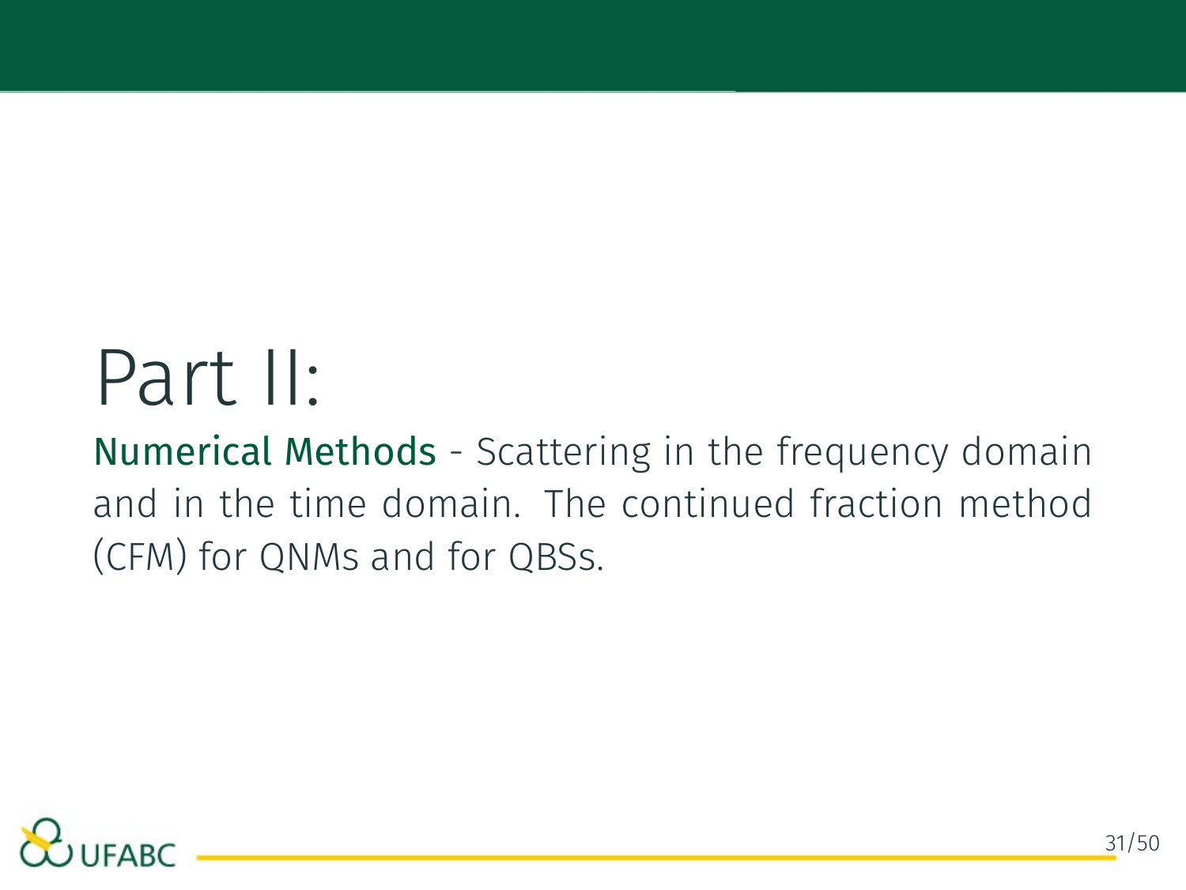# Part II:

Numerical Methods - Scattering in the frequency domain and in the time domain. The continued fraction method (CFM) for QNMs and for QBSs.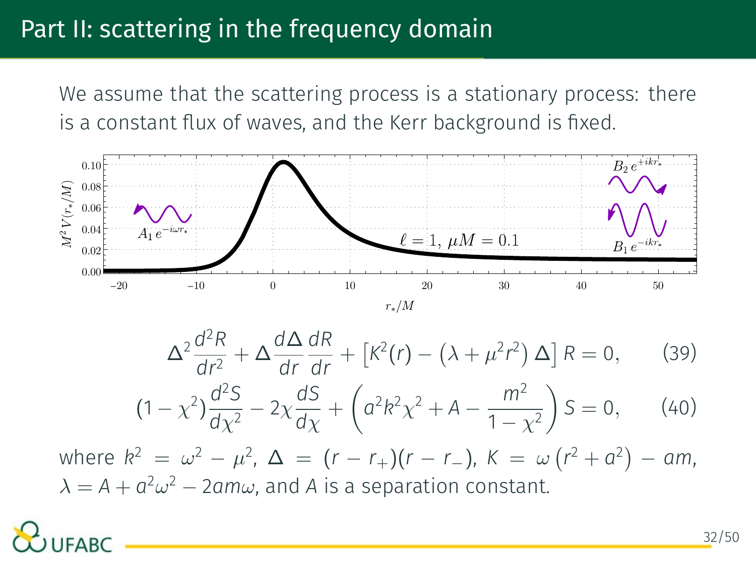# Part II: scattering in the frequency domain

We assume that the scattering process is a stationary process: there is a constant flux of waves, and the Kerr background is fixed.

$$\Delta^2 \frac{d^2 R}{dr^2} + \Delta \frac{d\Delta}{dr}\frac{dR}{dr} + \left[K^2(r) - \left(\lambda + \mu^2 r^2\right)\Delta\right] R = 0, \qquad (39)$$

$$(1-\chi^2)\frac{d^2 S}{d\chi^2} - 2\chi\frac{dS}{d\chi} + \left(a^2 k^2 \chi^2 + A - \frac{m^2}{1-\chi^2}\right) S = 0, \qquad (40)$$

where $k^2 = \omega^2 - \mu^2$, $\Delta = (r-r_+)(r-r_-)$, $K = \omega\left(r^2 + a^2\right) - am$, $\lambda = A + a^2\omega^2 - 2am\omega$, and $A$ is a separation constant.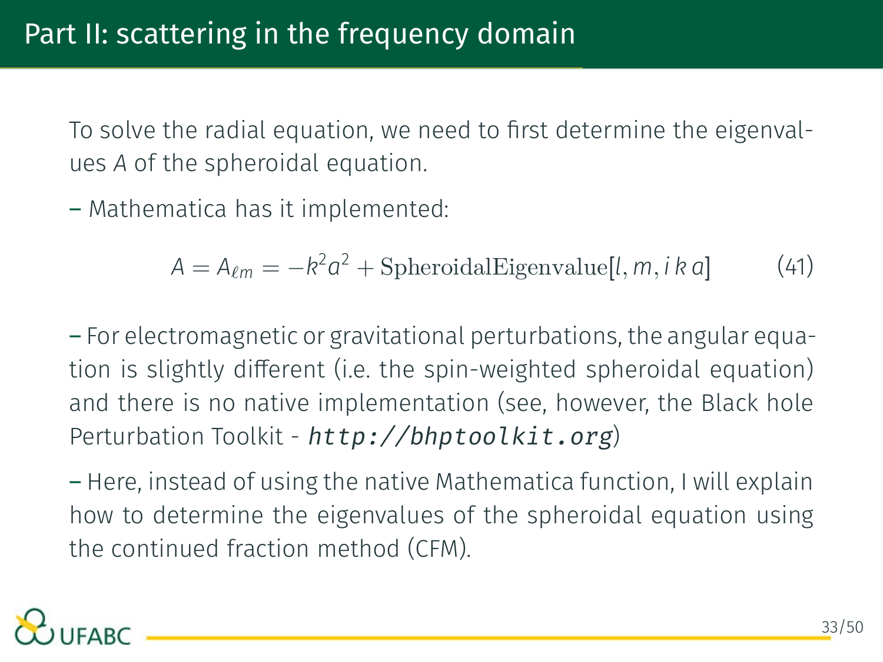## Part II: scattering in the frequency domain

To solve the radial equation, we need to first determine the eigenvalues $A$ of the spheroidal equation.

– Mathematica has it implemented:

$$A = A_{\ell m} = -k^2 a^2 + \mathrm{SpheroidalEigenvalue}[l, m, i\,k\,a] \tag{41}$$

– For electromagnetic or gravitational perturbations, the angular equation is slightly different (i.e. the spin-weighted spheroidal equation) and there is no native implementation (see, however, the Black hole Perturbation Toolkit - *http://bhptoolkit.org*)

– Here, instead of using the native Mathematica function, I will explain how to determine the eigenvalues of the spheroidal equation using the continued fraction method (CFM).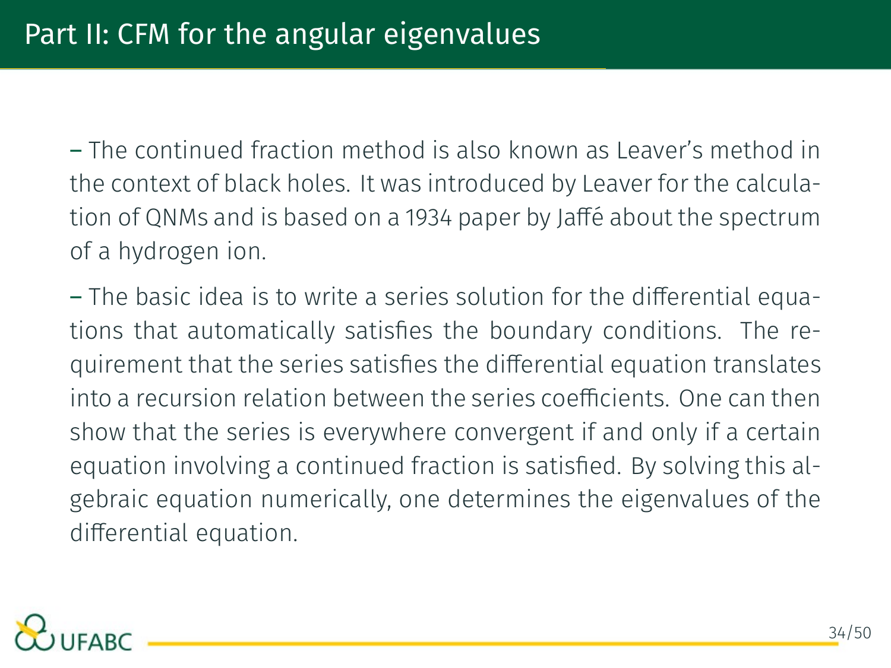# Part II: CFM for the angular eigenvalues

– The continued fraction method is also known as Leaver's method in the context of black holes. It was introduced by Leaver for the calculation of QNMs and is based on a 1934 paper by Jaffé about the spectrum of a hydrogen ion.

– The basic idea is to write a series solution for the differential equations that automatically satisfies the boundary conditions. The requirement that the series satisfies the differential equation translates into a recursion relation between the series coefficients. One can then show that the series is everywhere convergent if and only if a certain equation involving a continued fraction is satisfied. By solving this algebraic equation numerically, one determines the eigenvalues of the differential equation.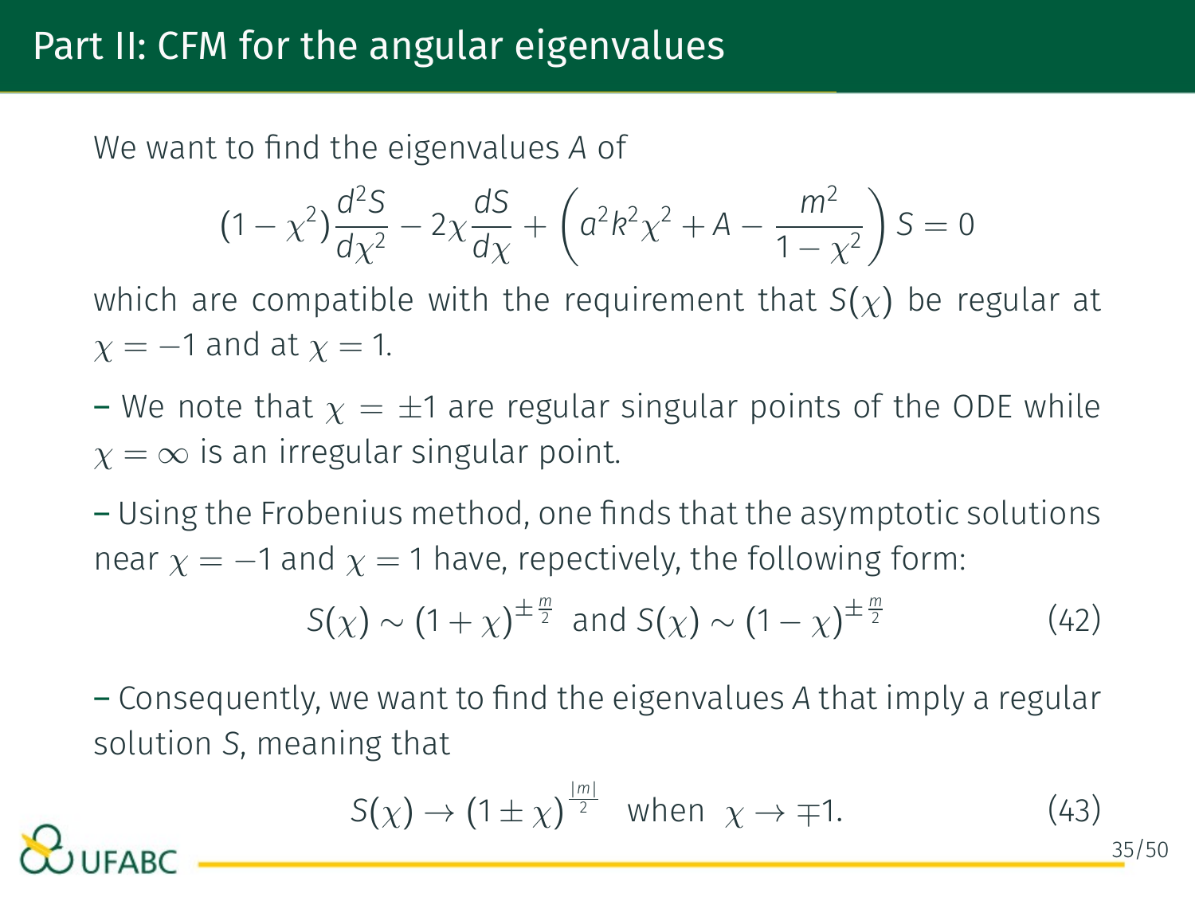# Part II: CFM for the angular eigenvalues

We want to find the eigenvalues $A$ of

$$(1-\chi^2)\frac{d^2S}{d\chi^2} - 2\chi\frac{dS}{d\chi} + \left(a^2k^2\chi^2 + A - \frac{m^2}{1-\chi^2}\right)S = 0$$

which are compatible with the requirement that $S(\chi)$ be regular at $\chi = -1$ and at $\chi = 1$.

– We note that $\chi = \pm 1$ are regular singular points of the ODE while $\chi = \infty$ is an irregular singular point.

– Using the Frobenius method, one finds that the asymptotic solutions near $\chi = -1$ and $\chi = 1$ have, repectively, the following form:

$$S(\chi) \sim (1+\chi)^{\pm\frac{m}{2}} \text{ and } S(\chi) \sim (1-\chi)^{\pm\frac{m}{2}} \tag{42}$$

– Consequently, we want to find the eigenvalues $A$ that imply a regular solution $S$, meaning that

$$S(\chi) \to (1 \pm \chi)^{\frac{|m|}{2}} \quad \text{when} \quad \chi \to \mp 1. \tag{43}$$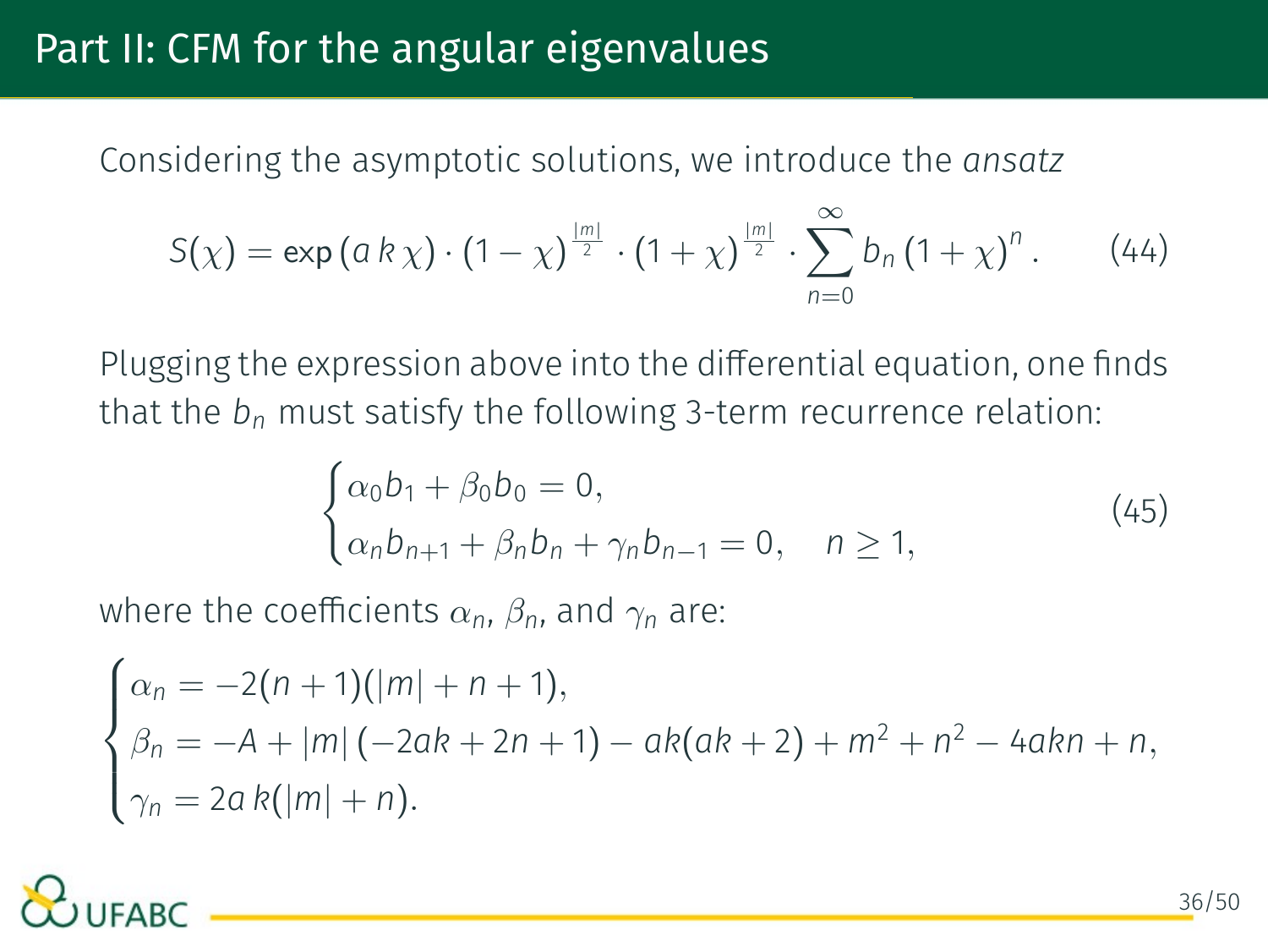# Part II: CFM for the angular eigenvalues

Considering the asymptotic solutions, we introduce the *ansatz*

$$S(\chi) = \exp\left(a\, k\, \chi\right) \cdot (1-\chi)^{\frac{|m|}{2}} \cdot (1+\chi)^{\frac{|m|}{2}} \cdot \sum_{n=0}^{\infty} b_n \, (1+\chi)^n \,. \tag{44}$$

Plugging the expression above into the differential equation, one finds that the $b_n$ must satisfy the following 3-term recurrence relation:

$$\begin{cases} \alpha_0 b_1 + \beta_0 b_0 = 0, \\ \alpha_n b_{n+1} + \beta_n b_n + \gamma_n b_{n-1} = 0, \quad n \geq 1, \end{cases} \tag{45}$$

where the coefficients $\alpha_n$, $\beta_n$, and $\gamma_n$ are:

$$\begin{cases} \alpha_n = -2(n+1)(|m|+n+1), \\ \beta_n = -A + |m|\,(-2ak+2n+1) - ak(ak+2) + m^2 + n^2 - 4akn + n, \\ \gamma_n = 2a\,k(|m|+n). \end{cases}$$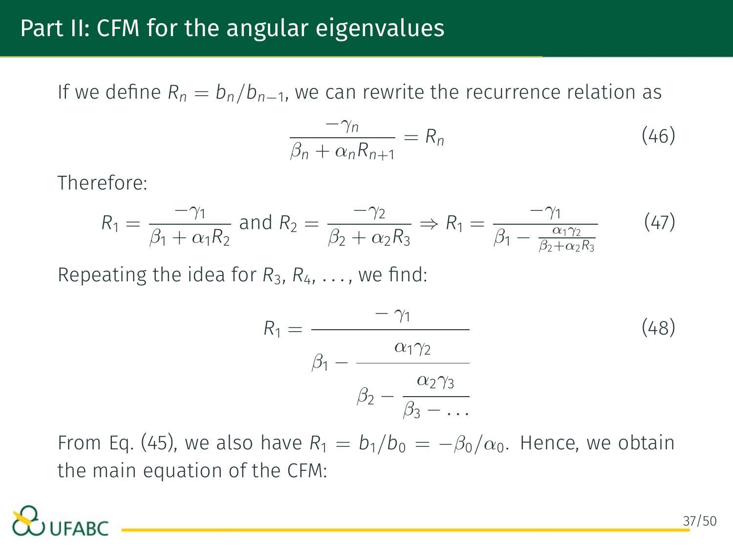## Part II: CFM for the angular eigenvalues

If we define $R_n = b_n/b_{n-1}$, we can rewrite the recurrence relation as

$$\frac{-\gamma_n}{\beta_n + \alpha_n R_{n+1}} = R_n \tag{46}$$

Therefore:

$$R_1 = \frac{-\gamma_1}{\beta_1 + \alpha_1 R_2} \text{ and } R_2 = \frac{-\gamma_2}{\beta_2 + \alpha_2 R_3} \Rightarrow R_1 = \frac{-\gamma_1}{\beta_1 - \frac{\alpha_1 \gamma_2}{\beta_2 + \alpha_2 R_3}} \tag{47}$$

Repeating the idea for $R_3, R_4, \ldots$, we find:

$$R_1 = \cfrac{-\gamma_1}{\beta_1 - \cfrac{\alpha_1 \gamma_2}{\beta_2 - \cfrac{\alpha_2 \gamma_3}{\beta_3 - \ldots}}} \tag{48}$$

From Eq. (45), we also have $R_1 = b_1/b_0 = -\beta_0/\alpha_0$. Hence, we obtain the main equation of the CFM: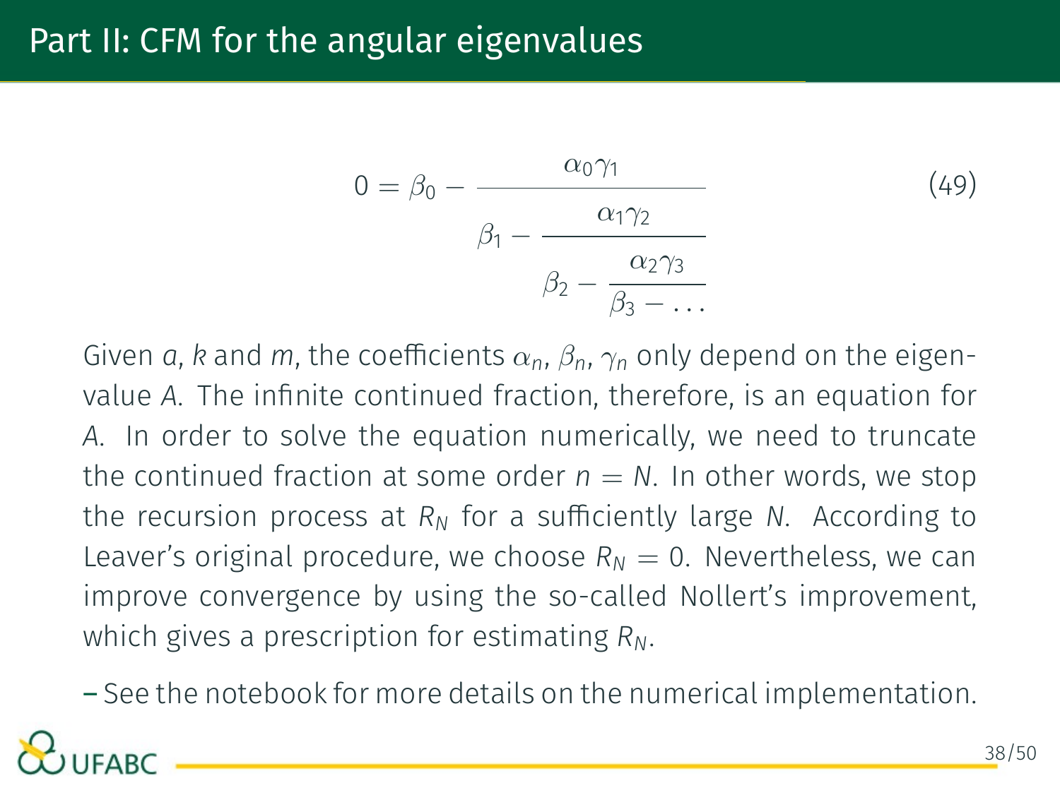# Part II: CFM for the angular eigenvalues

$$0 = \beta_0 - \cfrac{\alpha_0 \gamma_1}{\beta_1 - \cfrac{\alpha_1 \gamma_2}{\beta_2 - \cfrac{\alpha_2 \gamma_3}{\beta_3 - \dots}}} \tag{49}$$

Given $a$, $k$ and $m$, the coefficients $\alpha_n$, $\beta_n$, $\gamma_n$ only depend on the eigenvalue $A$. The infinite continued fraction, therefore, is an equation for $A$. In order to solve the equation numerically, we need to truncate the continued fraction at some order $n = N$. In other words, we stop the recursion process at $R_N$ for a sufficiently large $N$. According to Leaver's original procedure, we choose $R_N = 0$. Nevertheless, we can improve convergence by using the so-called Nollert's improvement, which gives a prescription for estimating $R_N$.

– See the notebook for more details on the numerical implementation.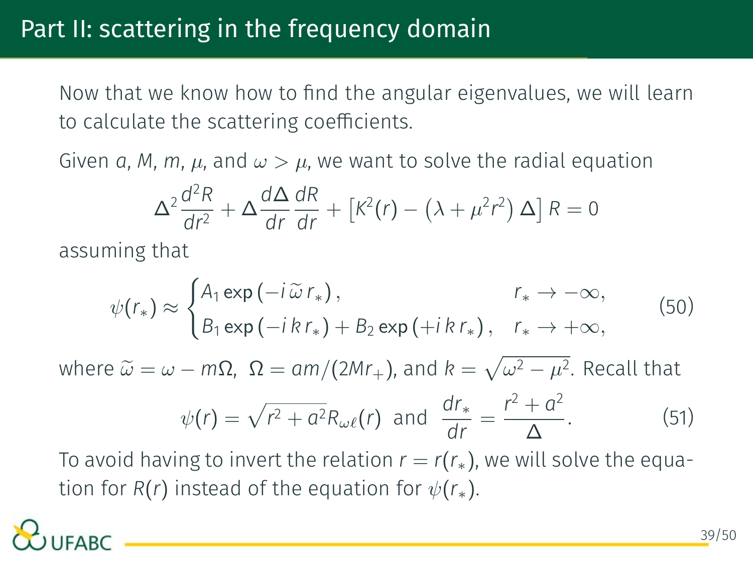## Part II: scattering in the frequency domain

Now that we know how to find the angular eigenvalues, we will learn to calculate the scattering coefficients.

Given $a$, $M$, $m$, $\mu$, and $\omega > \mu$, we want to solve the radial equation

$$\Delta^2 \frac{d^2 R}{dr^2} + \Delta \frac{d\Delta}{dr}\frac{dR}{dr} + \left[K^2(r) - \left(\lambda + \mu^2 r^2\right)\Delta\right] R = 0$$

assuming that

$$\psi(r_*) \approx \begin{cases} A_1 \exp\left(-i\,\widetilde{\omega}\,r_*\right), & r_* \to -\infty, \\ B_1 \exp\left(-i\,k\,r_*\right) + B_2 \exp\left(+i\,k\,r_*\right), & r_* \to +\infty, \end{cases} \tag{50}$$

where $\widetilde{\omega} = \omega - m\Omega$, $\Omega = am/(2Mr_+)$, and $k = \sqrt{\omega^2 - \mu^2}$. Recall that

$$\psi(r) = \sqrt{r^2 + a^2} R_{\omega\ell}(r) \ \text{ and } \ \frac{dr_*}{dr} = \frac{r^2 + a^2}{\Delta}. \tag{51}$$

To avoid having to invert the relation $r = r(r_*)$, we will solve the equation for $R(r)$ instead of the equation for $\psi(r_*)$.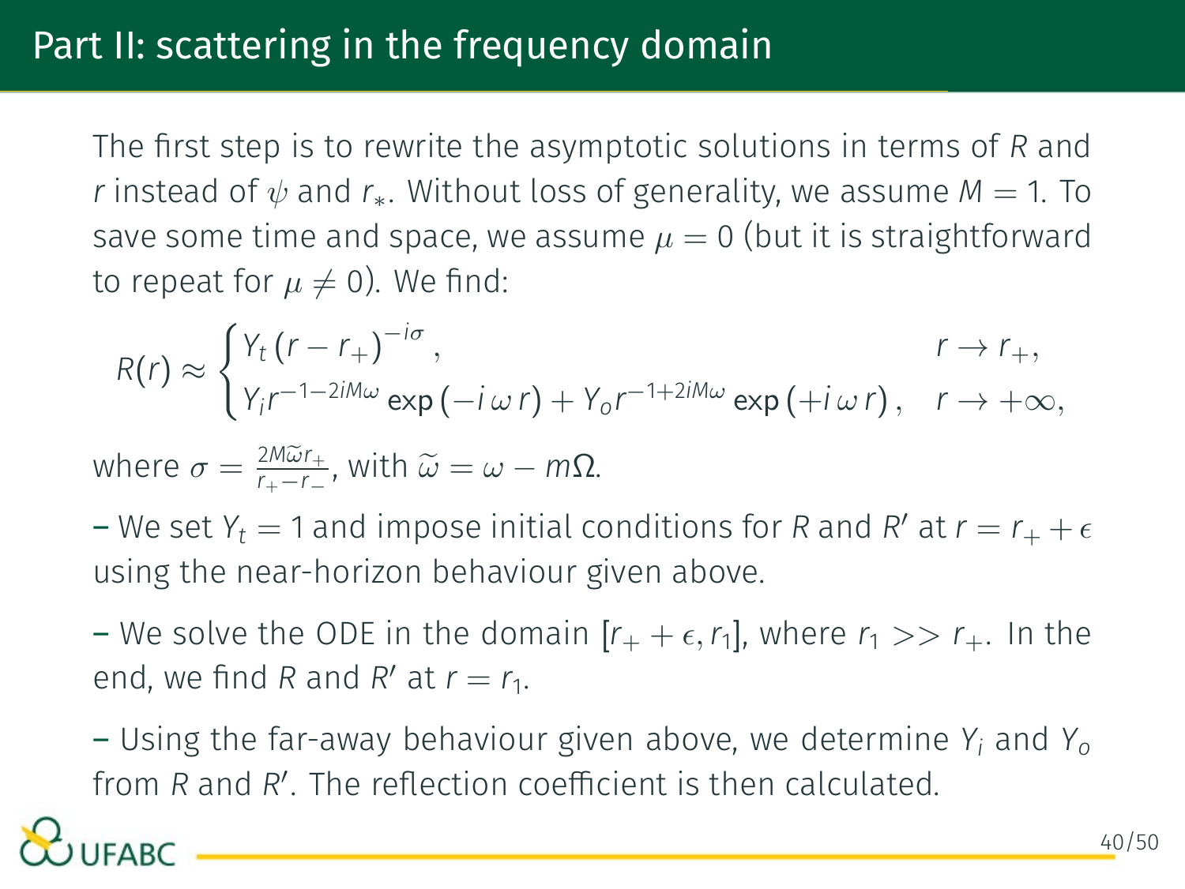# Part II: scattering in the frequency domain

The first step is to rewrite the asymptotic solutions in terms of $R$ and $r$ instead of $\psi$ and $r_*$. Without loss of generality, we assume $M = 1$. To save some time and space, we assume $\mu = 0$ (but it is straightforward to repeat for $\mu \neq 0$). We find:

$$
R(r) \approx \begin{cases} Y_t \left(r - r_+\right)^{-i\sigma}, & r \to r_+, \\ Y_i r^{-1-2iM\omega} \exp\left(-i\,\omega\, r\right) + Y_o r^{-1+2iM\omega} \exp\left(+i\,\omega\, r\right), & r \to +\infty, \end{cases}
$$

where $\sigma = \frac{2M\widetilde{\omega} r_+}{r_+ - r_-}$, with $\widetilde{\omega} = \omega - m\Omega$.

– We set $Y_t = 1$ and impose initial conditions for $R$ and $R'$ at $r = r_+ + \epsilon$ using the near-horizon behaviour given above.

– We solve the ODE in the domain $[r_+ + \epsilon, r_1]$, where $r_1 >> r_+$. In the end, we find $R$ and $R'$ at $r = r_1$.

– Using the far-away behaviour given above, we determine $Y_i$ and $Y_o$ from $R$ and $R'$. The reflection coefficient is then calculated.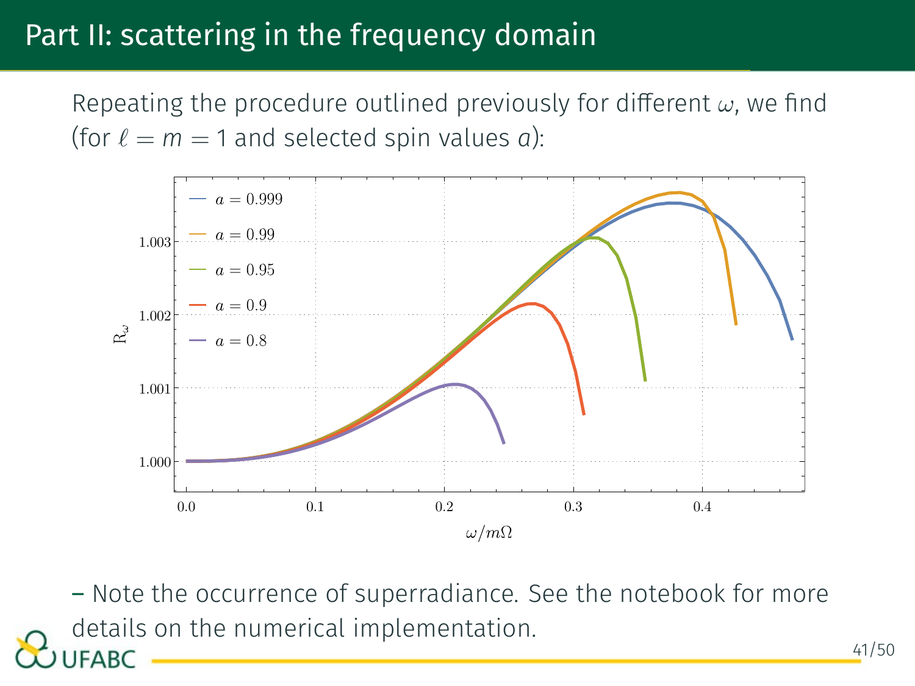# Part II: scattering in the frequency domain

Repeating the procedure outlined previously for different $\omega$, we find (for $\ell = m = 1$ and selected spin values $a$):

– Note the occurrence of superradiance. See the notebook for more details on the numerical implementation.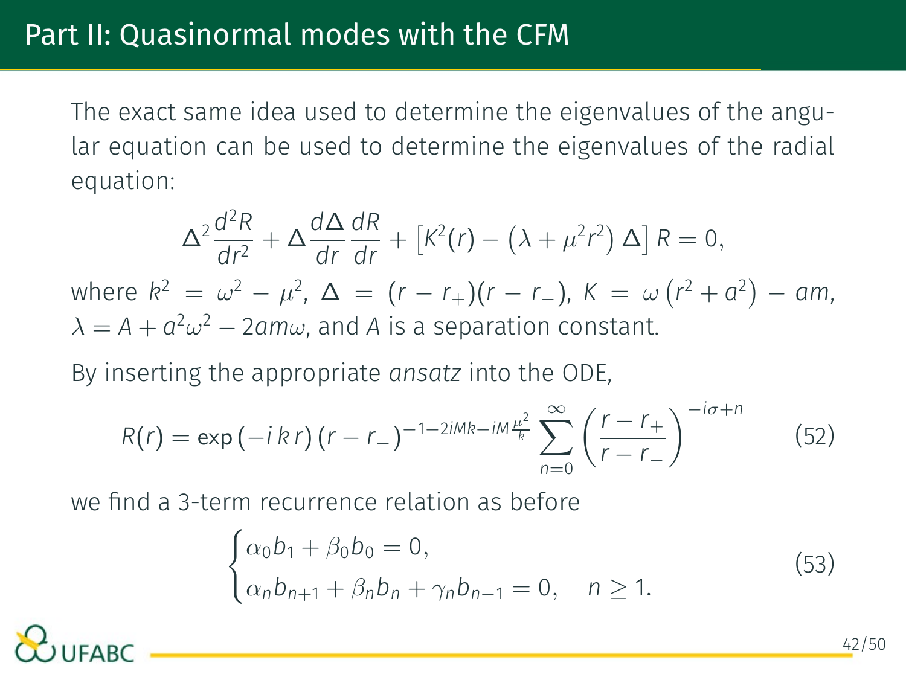# Part II: Quasinormal modes with the CFM

The exact same idea used to determine the eigenvalues of the angular equation can be used to determine the eigenvalues of the radial equation:

$$\Delta^2 \frac{d^2R}{dr^2} + \Delta \frac{d\Delta}{dr}\frac{dR}{dr} + \left[K^2(r) - \left(\lambda + \mu^2 r^2\right)\Delta\right] R = 0,$$

where $k^2 = \omega^2 - \mu^2$, $\Delta = (r - r_+)(r - r_-)$, $K = \omega\left(r^2 + a^2\right) - am$, $\lambda = A + a^2\omega^2 - 2am\omega$, and $A$ is a separation constant.

By inserting the appropriate *ansatz* into the ODE,

$$R(r) = \exp\left(-i\,k\,r\right)(r - r_-)^{-1-2iMk-iM\frac{\mu^2}{k}} \sum_{n=0}^{\infty} \left(\frac{r - r_+}{r - r_-}\right)^{-i\sigma+n} \tag{52}$$

we find a 3-term recurrence relation as before

$$\begin{cases} \alpha_0 b_1 + \beta_0 b_0 = 0, \\ \alpha_n b_{n+1} + \beta_n b_n + \gamma_n b_{n-1} = 0, \quad n \geq 1. \end{cases} \tag{53}$$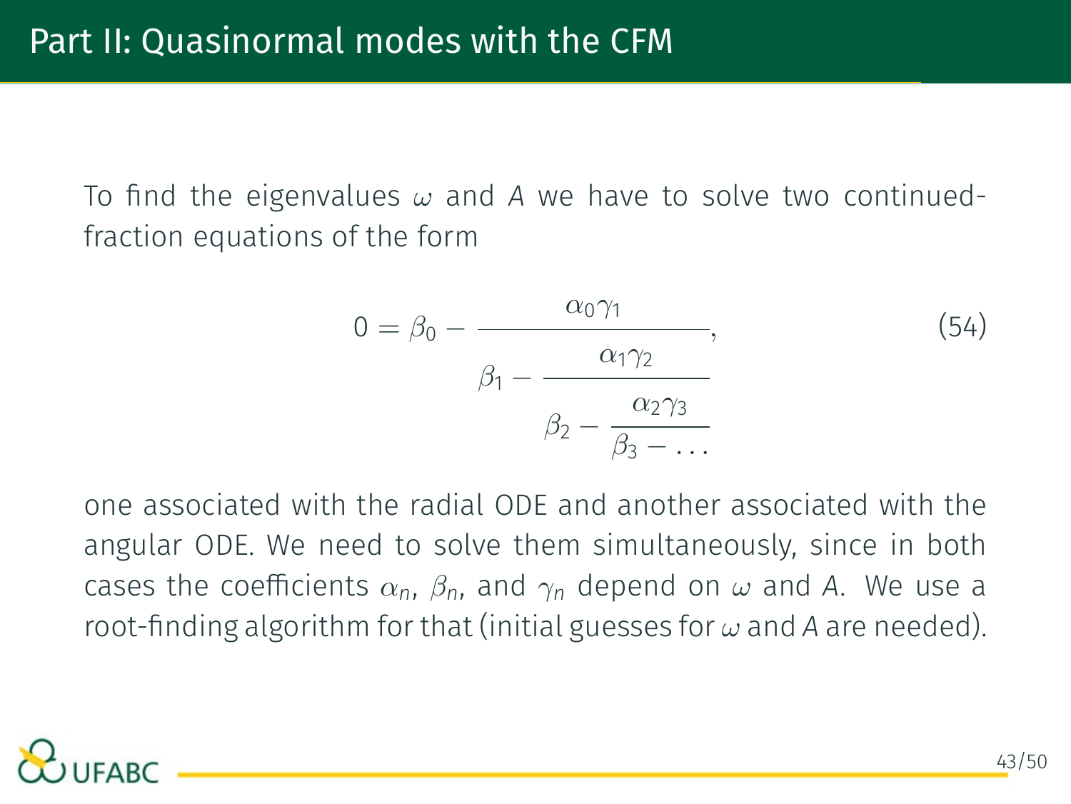## Part II: Quasinormal modes with the CFM

To find the eigenvalues $\omega$ and $A$ we have to solve two continued-fraction equations of the form

$$0 = \beta_0 - \cfrac{\alpha_0 \gamma_1}{\beta_1 - \cfrac{\alpha_1 \gamma_2}{\beta_2 - \cfrac{\alpha_2 \gamma_3}{\beta_3 - \ldots}}}, \tag{54}$$

one associated with the radial ODE and another associated with the angular ODE. We need to solve them simultaneously, since in both cases the coefficients $\alpha_n$, $\beta_n$, and $\gamma_n$ depend on $\omega$ and $A$. We use a root-finding algorithm for that (initial guesses for $\omega$ and $A$ are needed).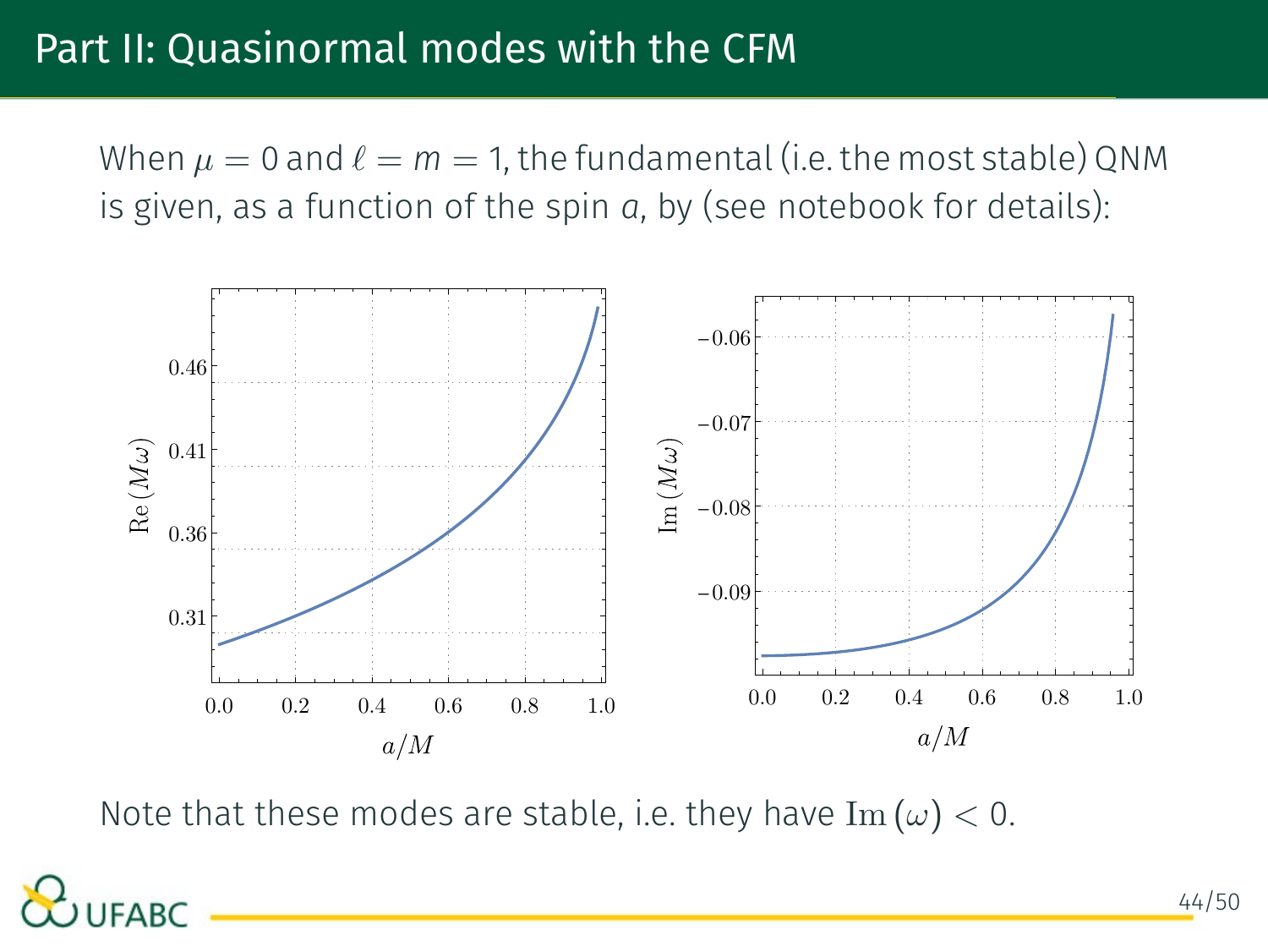## Part II: Quasinormal modes with the CFM

When $\mu = 0$ and $\ell = m = 1$, the fundamental (i.e. the most stable) QNM is given, as a function of the spin $a$, by (see notebook for details):

Note that these modes are stable, i.e. they have $\mathrm{Im}\,(\omega) < 0$.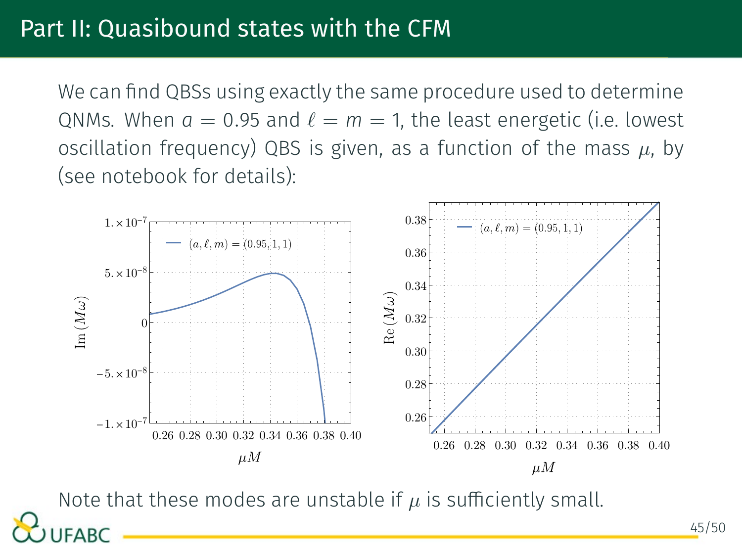# Part II: Quasibound states with the CFM

We can find QBSs using exactly the same procedure used to determine QNMs. When $a = 0.95$ and $\ell = m = 1$, the least energetic (i.e. lowest oscillation frequency) QBS is given, as a function of the mass $\mu$, by (see notebook for details):

Note that these modes are unstable if $\mu$ is sufficiently small.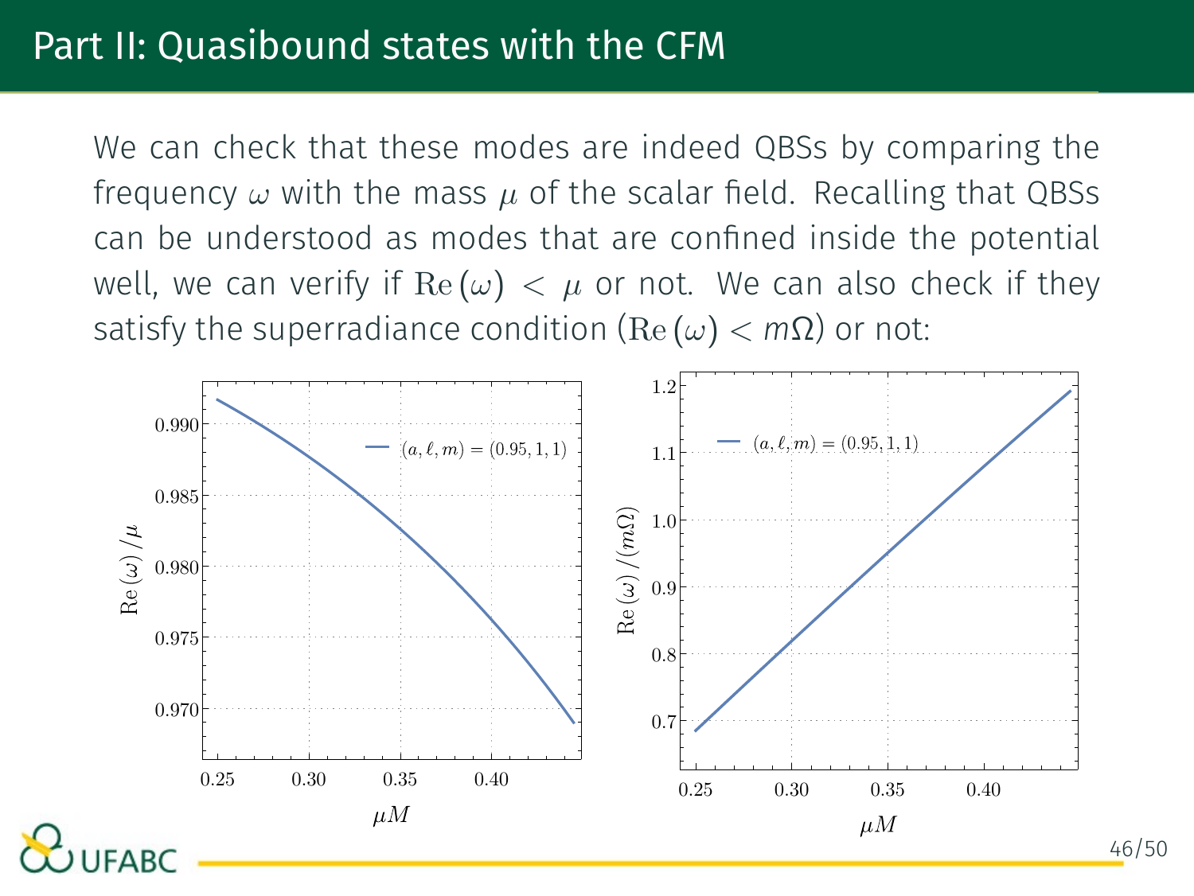# Part II: Quasibound states with the CFM

We can check that these modes are indeed QBSs by comparing the frequency $\omega$ with the mass $\mu$ of the scalar field. Recalling that QBSs can be understood as modes that are confined inside the potential well, we can verify if $\mathrm{Re}\,(\omega) < \mu$ or not. We can also check if they satisfy the superradiance condition ($\mathrm{Re}\,(\omega) < m\Omega$) or not: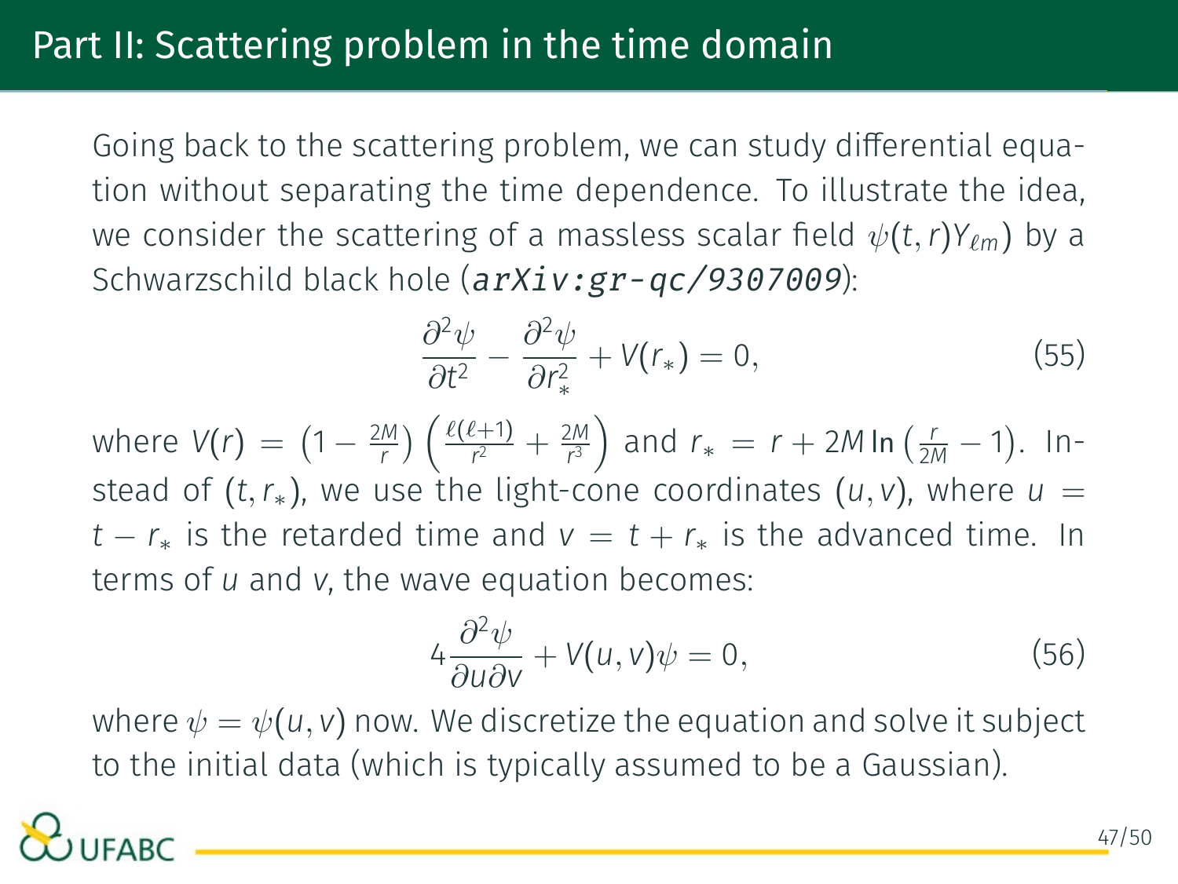## Part II: Scattering problem in the time domain

Going back to the scattering problem, we can study differential equation without separating the time dependence. To illustrate the idea, we consider the scattering of a massless scalar field $\psi(t, r)Y_{\ell m})$ by a Schwarzschild black hole (*arXiv:gr-qc/9307009*):

$$\frac{\partial^2 \psi}{\partial t^2} - \frac{\partial^2 \psi}{\partial r_*^2} + V(r_*) = 0, \tag{55}$$

where $V(r) = \left(1 - \frac{2M}{r}\right)\left(\frac{\ell(\ell+1)}{r^2} + \frac{2M}{r^3}\right)$ and $r_* = r + 2M \ln\left(\frac{r}{2M} - 1\right)$. Instead of $(t, r_*)$, we use the light-cone coordinates $(u, v)$, where $u = t - r_*$ is the retarded time and $v = t + r_*$ is the advanced time. In terms of $u$ and $v$, the wave equation becomes:

$$4\frac{\partial^2 \psi}{\partial u \partial v} + V(u, v)\psi = 0, \tag{56}$$

where $\psi = \psi(u, v)$ now. We discretize the equation and solve it subject to the initial data (which is typically assumed to be a Gaussian).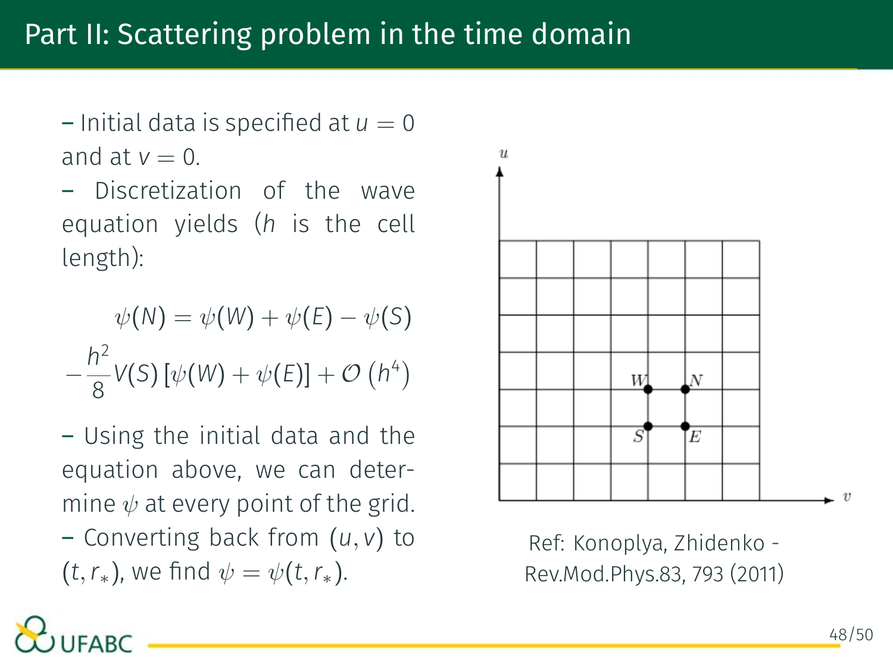# Part II: Scattering problem in the time domain

- Initial data is specified at $u = 0$ and at $v = 0$.
- Discretization of the wave equation yields ($h$ is the cell length):

$$\psi(N) = \psi(W) + \psi(E) - \psi(S)$$
$$-\frac{h^2}{8} V(S) \left[\psi(W) + \psi(E)\right] + \mathcal{O}\left(h^4\right)$$

- Using the initial data and the equation above, we can determine $\psi$ at every point of the grid.
- Converting back from $(u, v)$ to $(t, r_*)$, we find $\psi = \psi(t, r_*)$.

Ref: Konoplya, Zhidenko - Rev.Mod.Phys.83, 793 (2011)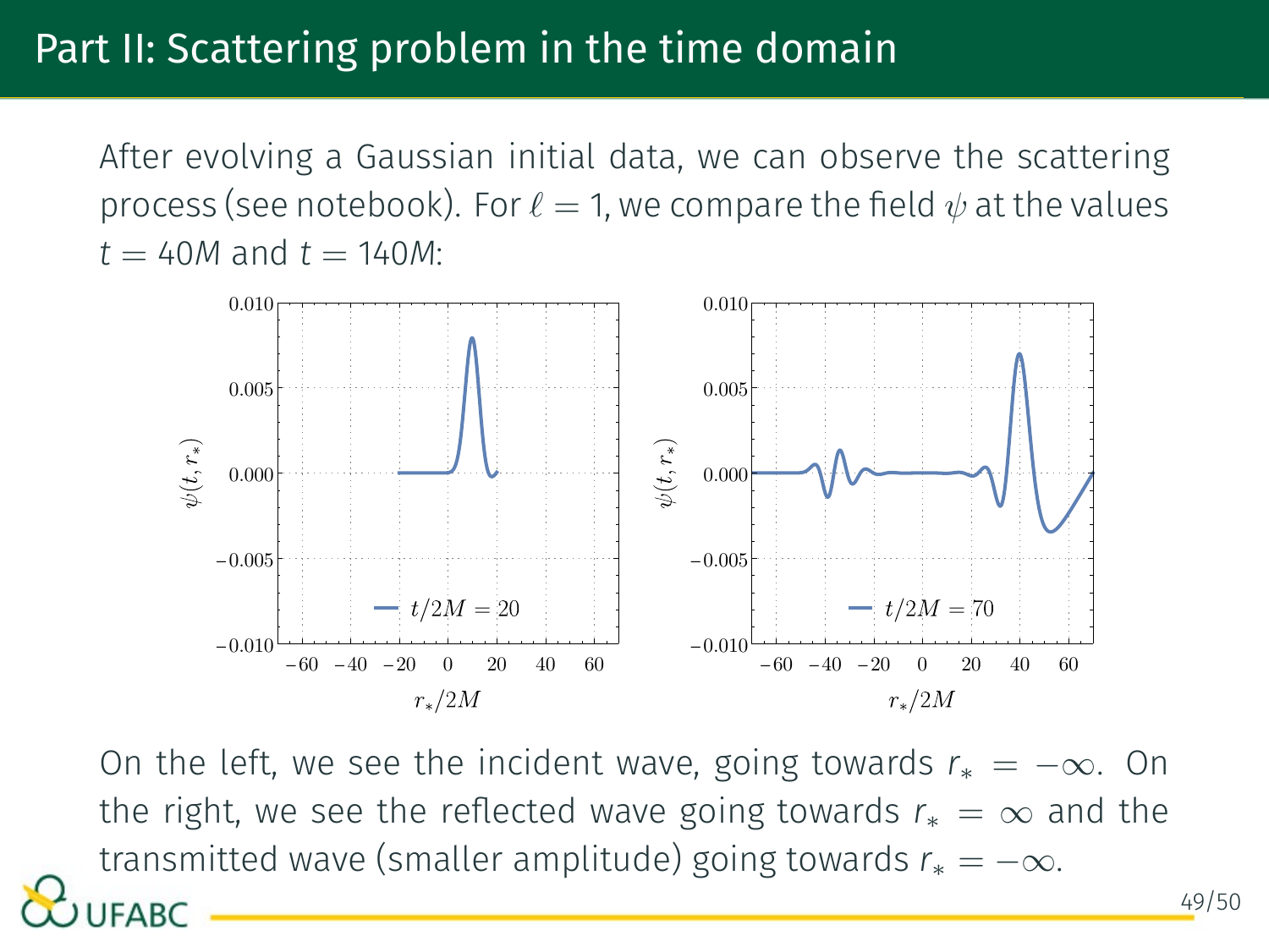# Part II: Scattering problem in the time domain

After evolving a Gaussian initial data, we can observe the scattering process (see notebook). For $\ell = 1$, we compare the field $\psi$ at the values $t = 40M$ and $t = 140M$:

On the left, we see the incident wave, going towards $r_* = -\infty$. On the right, we see the reflected wave going towards $r_* = \infty$ and the transmitted wave (smaller amplitude) going towards $r_* = -\infty$.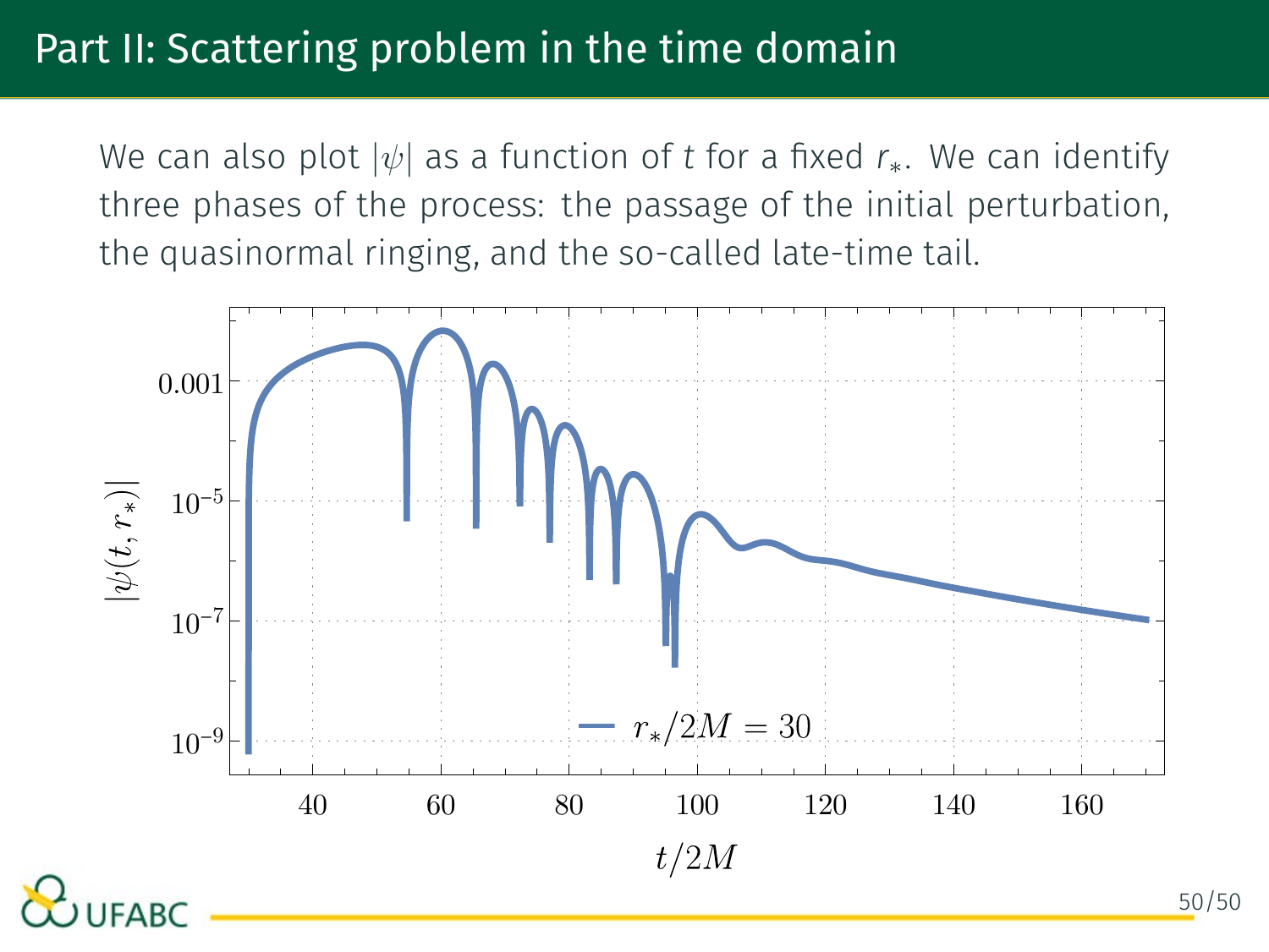# Part II: Scattering problem in the time domain

We can also plot $|\psi|$ as a function of $t$ for a fixed $r_*$. We can identify three phases of the process: the passage of the initial perturbation, the quasinormal ringing, and the so-called late-time tail.

$|\psi(t, r_*)|$

0.001

$10^{-5}$

$10^{-7}$

$10^{-9}$

40 60 80 100 120 140 160

$t/2M$

$r_*/2M = 30$